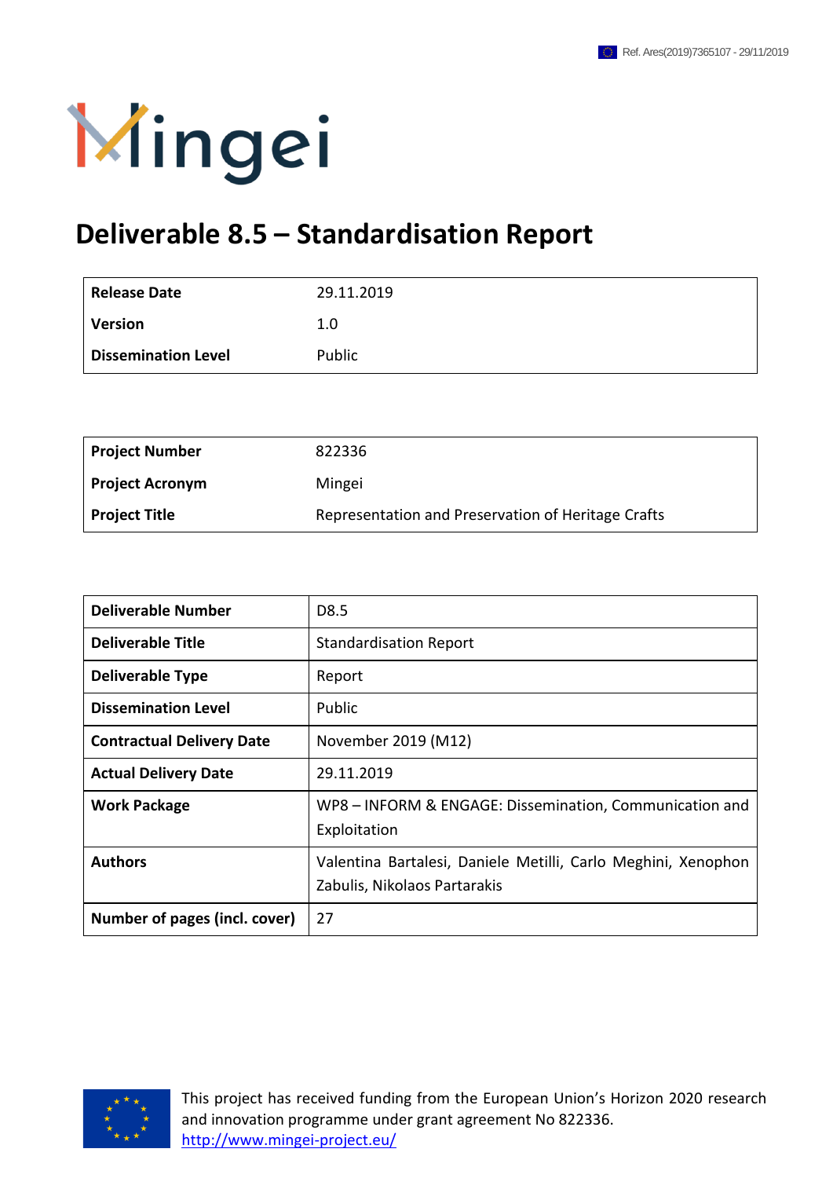Ref. Ares(2019)7365107 - 29/11/2019

Mingei

# Deliverable 8.5 – Standardisation Report

| | |
|---|---|
| **Release Date** | 29.11.2019 |
| **Version** | 1.0 |
| **Dissemination Level** | Public |

| | |
|---|---|
| **Project Number** | 822336 |
| **Project Acronym** | Mingei |
| **Project Title** | Representation and Preservation of Heritage Crafts |

| | |
|---|---|
| **Deliverable Number** | D8.5 |
| **Deliverable Title** | Standardisation Report |
| **Deliverable Type** | Report |
| **Dissemination Level** | Public |
| **Contractual Delivery Date** | November 2019 (M12) |
| **Actual Delivery Date** | 29.11.2019 |
| **Work Package** | WP8 – INFORM & ENGAGE: Dissemination, Communication and Exploitation |
| **Authors** | Valentina Bartalesi, Daniele Metilli, Carlo Meghini, Xenophon Zabulis, Nikolaos Partarakis |
| **Number of pages (incl. cover)** | 27 |

This project has received funding from the European Union's Horizon 2020 research and innovation programme under grant agreement No 822336.
http://www.mingei-project.eu/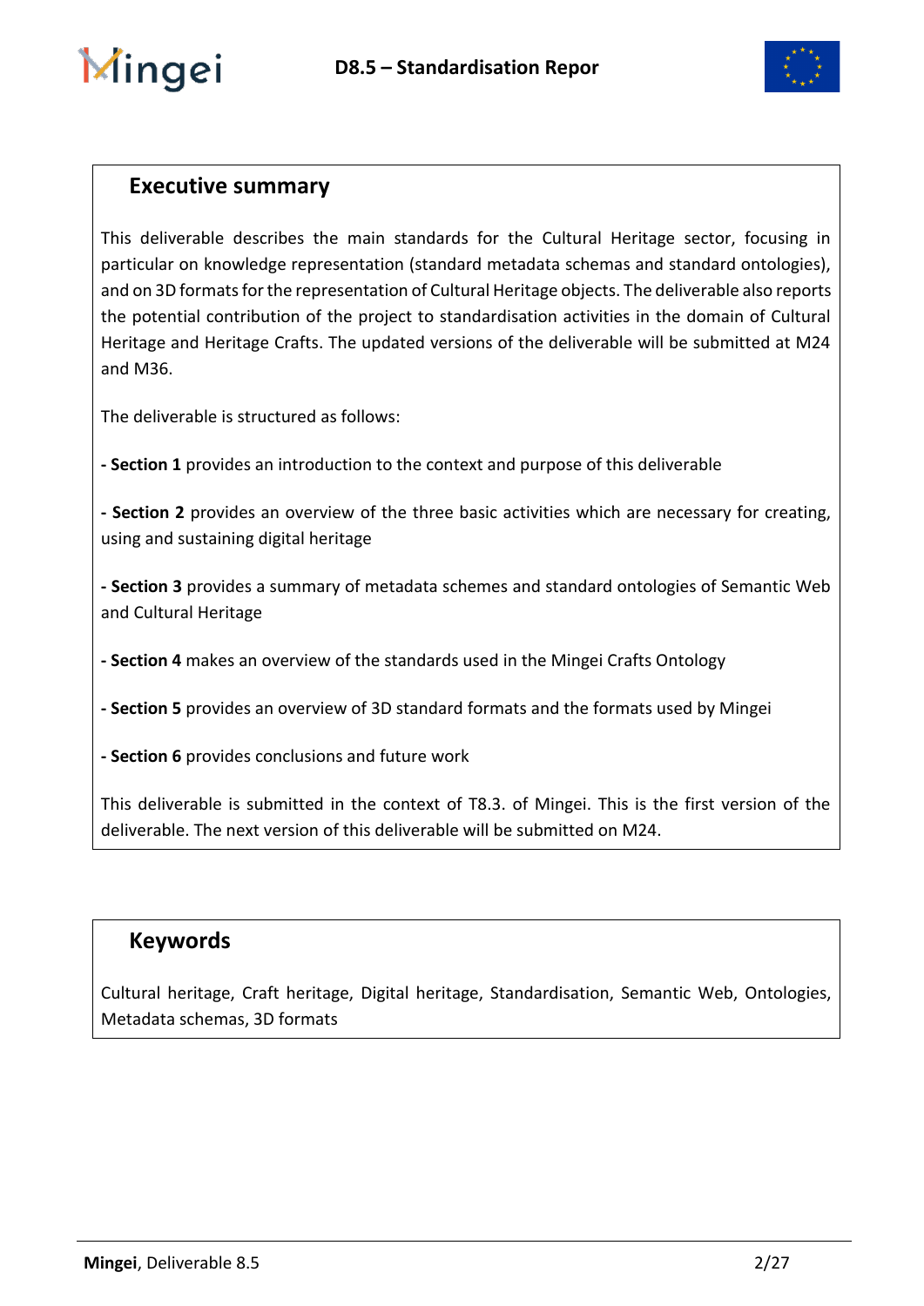## Executive summary

This deliverable describes the main standards for the Cultural Heritage sector, focusing in particular on knowledge representation (standard metadata schemas and standard ontologies), and on 3D formats for the representation of Cultural Heritage objects. The deliverable also reports the potential contribution of the project to standardisation activities in the domain of Cultural Heritage and Heritage Crafts. The updated versions of the deliverable will be submitted at M24 and M36.

The deliverable is structured as follows:

- **Section 1** provides an introduction to the context and purpose of this deliverable

- **Section 2** provides an overview of the three basic activities which are necessary for creating, using and sustaining digital heritage

- **Section 3** provides a summary of metadata schemes and standard ontologies of Semantic Web and Cultural Heritage

- **Section 4** makes an overview of the standards used in the Mingei Crafts Ontology

- **Section 5** provides an overview of 3D standard formats and the formats used by Mingei

- **Section 6** provides conclusions and future work

This deliverable is submitted in the context of T8.3. of Mingei. This is the first version of the deliverable. The next version of this deliverable will be submitted on M24.

## Keywords

Cultural heritage, Craft heritage, Digital heritage, Standardisation, Semantic Web, Ontologies, Metadata schemas, 3D formats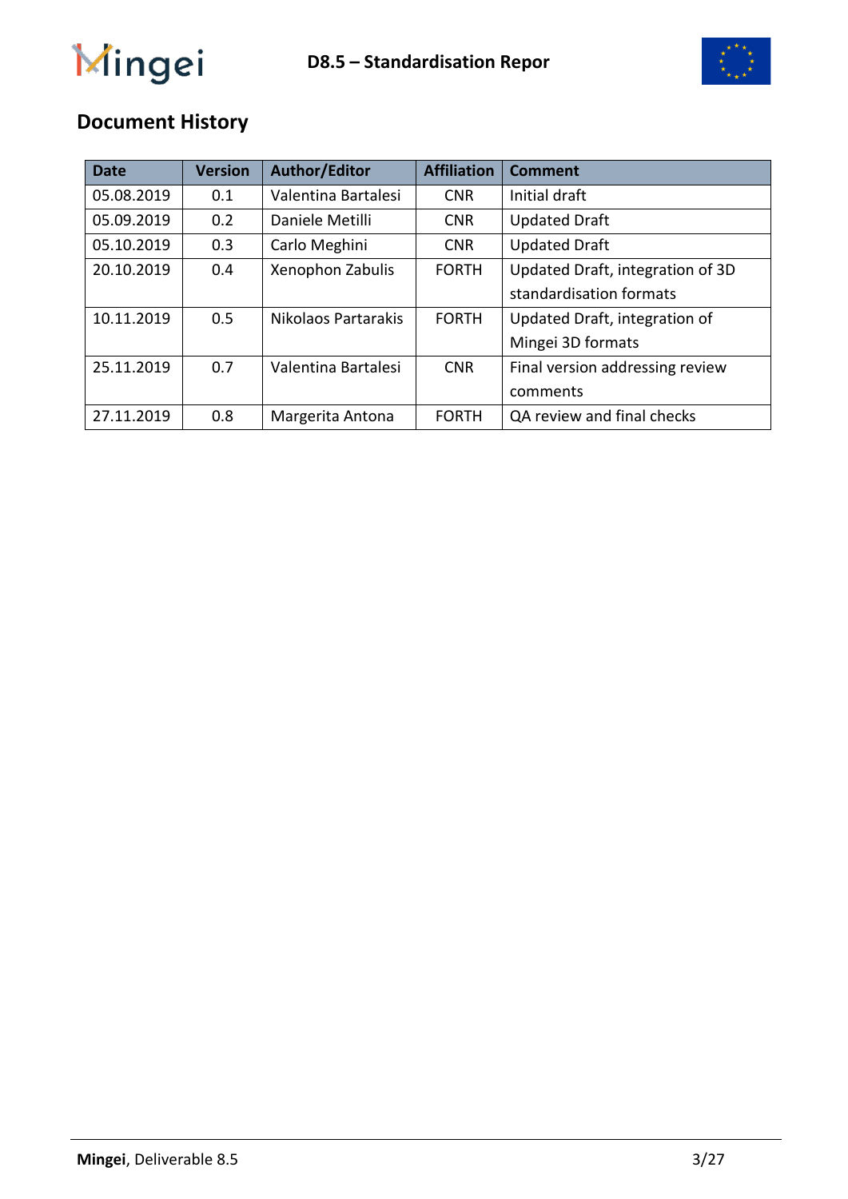## Document History

| Date | Version | Author/Editor | Affiliation | Comment |
|---|---|---|---|---|
| 05.08.2019 | 0.1 | Valentina Bartalesi | CNR | Initial draft |
| 05.09.2019 | 0.2 | Daniele Metilli | CNR | Updated Draft |
| 05.10.2019 | 0.3 | Carlo Meghini | CNR | Updated Draft |
| 20.10.2019 | 0.4 | Xenophon Zabulis | FORTH | Updated Draft, integration of 3D standardisation formats |
| 10.11.2019 | 0.5 | Nikolaos Partarakis | FORTH | Updated Draft, integration of Mingei 3D formats |
| 25.11.2019 | 0.7 | Valentina Bartalesi | CNR | Final version addressing review comments |
| 27.11.2019 | 0.8 | Margerita Antona | FORTH | QA review and final checks |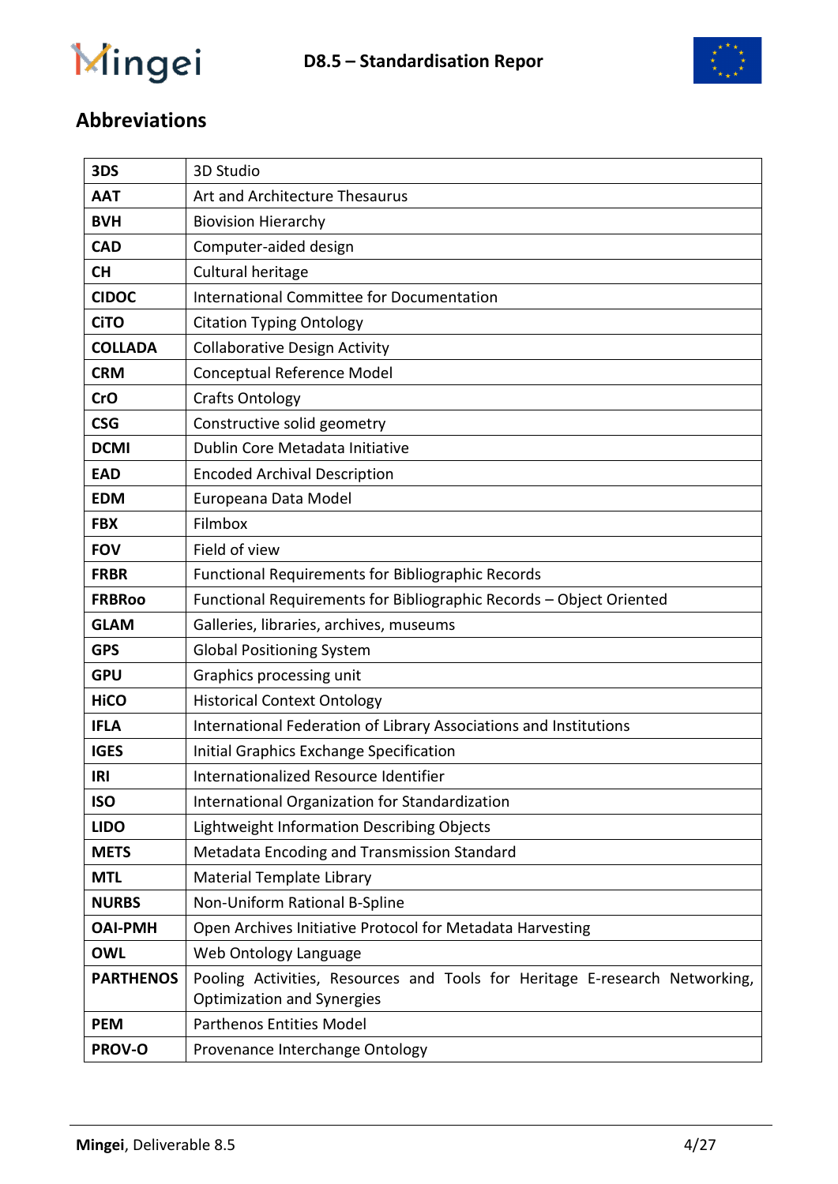## Abbreviations

| | |
|---|---|
| **3DS** | 3D Studio |
| **AAT** | Art and Architecture Thesaurus |
| **BVH** | Biovision Hierarchy |
| **CAD** | Computer-aided design |
| **CH** | Cultural heritage |
| **CIDOC** | International Committee for Documentation |
| **CiTO** | Citation Typing Ontology |
| **COLLADA** | Collaborative Design Activity |
| **CRM** | Conceptual Reference Model |
| **CrO** | Crafts Ontology |
| **CSG** | Constructive solid geometry |
| **DCMI** | Dublin Core Metadata Initiative |
| **EAD** | Encoded Archival Description |
| **EDM** | Europeana Data Model |
| **FBX** | Filmbox |
| **FOV** | Field of view |
| **FRBR** | Functional Requirements for Bibliographic Records |
| **FRBRoo** | Functional Requirements for Bibliographic Records – Object Oriented |
| **GLAM** | Galleries, libraries, archives, museums |
| **GPS** | Global Positioning System |
| **GPU** | Graphics processing unit |
| **HiCO** | Historical Context Ontology |
| **IFLA** | International Federation of Library Associations and Institutions |
| **IGES** | Initial Graphics Exchange Specification |
| **IRI** | Internationalized Resource Identifier |
| **ISO** | International Organization for Standardization |
| **LIDO** | Lightweight Information Describing Objects |
| **METS** | Metadata Encoding and Transmission Standard |
| **MTL** | Material Template Library |
| **NURBS** | Non-Uniform Rational B-Spline |
| **OAI-PMH** | Open Archives Initiative Protocol for Metadata Harvesting |
| **OWL** | Web Ontology Language |
| **PARTHENOS** | Pooling Activities, Resources and Tools for Heritage E-research Networking, Optimization and Synergies |
| **PEM** | Parthenos Entities Model |
| **PROV-O** | Provenance Interchange Ontology |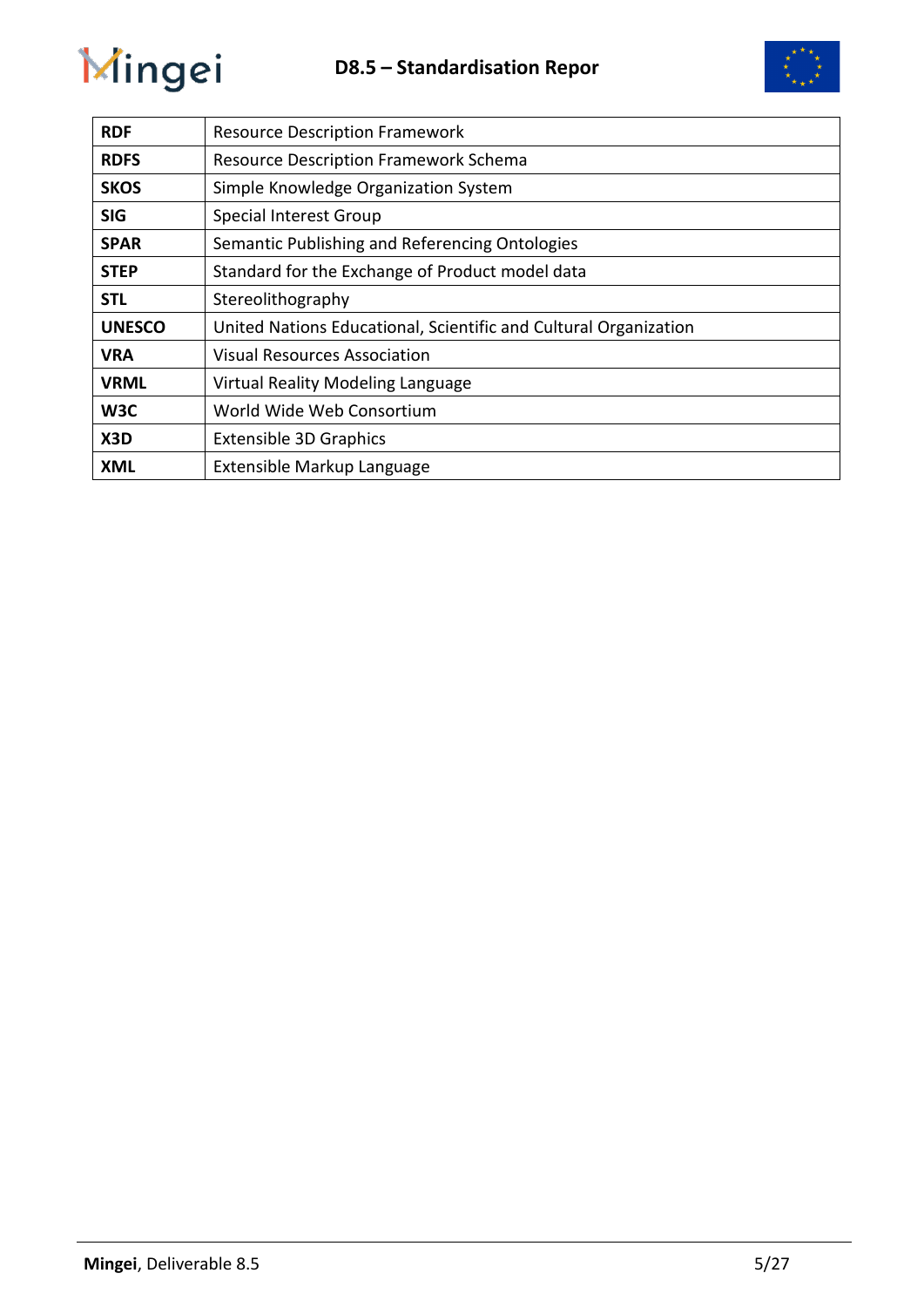| | |
|---|---|
| **RDF** | Resource Description Framework |
| **RDFS** | Resource Description Framework Schema |
| **SKOS** | Simple Knowledge Organization System |
| **SIG** | Special Interest Group |
| **SPAR** | Semantic Publishing and Referencing Ontologies |
| **STEP** | Standard for the Exchange of Product model data |
| **STL** | Stereolithography |
| **UNESCO** | United Nations Educational, Scientific and Cultural Organization |
| **VRA** | Visual Resources Association |
| **VRML** | Virtual Reality Modeling Language |
| **W3C** | World Wide Web Consortium |
| **X3D** | Extensible 3D Graphics |
| **XML** | Extensible Markup Language |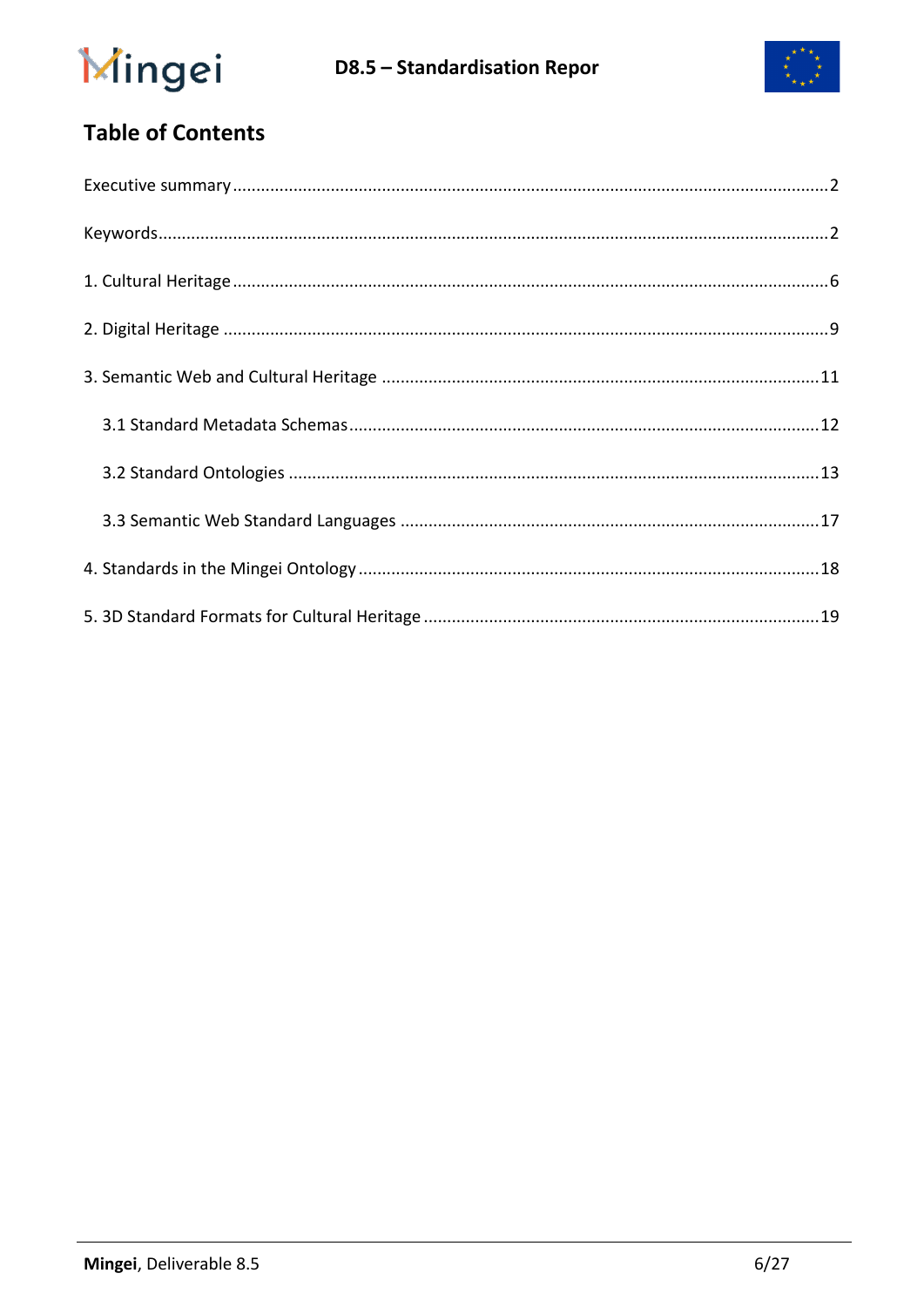# Table of Contents

Executive summary ............................................................................................................2

Keywords............................................................................................................................2

1. Cultural Heritage ...........................................................................................................6

2. Digital Heritage ..............................................................................................................9

3. Semantic Web and Cultural Heritage ..........................................................................11

   3.1 Standard Metadata Schemas..................................................................................12

   3.2 Standard Ontologies ...............................................................................................13

   3.3 Semantic Web Standard Languages .......................................................................17

4. Standards in the Mingei Ontology ................................................................................18

5. 3D Standard Formats for Cultural Heritage ..................................................................19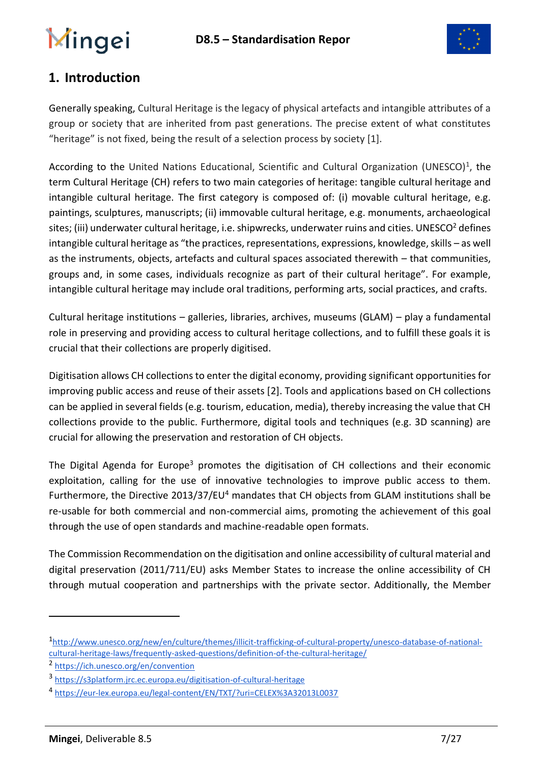## 1. Introduction

Generally speaking, Cultural Heritage is the legacy of physical artefacts and intangible attributes of a group or society that are inherited from past generations. The precise extent of what constitutes "heritage" is not fixed, being the result of a selection process by society [1].

According to the United Nations Educational, Scientific and Cultural Organization (UNESCO)[1], the term Cultural Heritage (CH) refers to two main categories of heritage: tangible cultural heritage and intangible cultural heritage. The first category is composed of: (i) movable cultural heritage, e.g. paintings, sculptures, manuscripts; (ii) immovable cultural heritage, e.g. monuments, archaeological sites; (iii) underwater cultural heritage, i.e. shipwrecks, underwater ruins and cities. UNESCO[2] defines intangible cultural heritage as "the practices, representations, expressions, knowledge, skills – as well as the instruments, objects, artefacts and cultural spaces associated therewith – that communities, groups and, in some cases, individuals recognize as part of their cultural heritage". For example, intangible cultural heritage may include oral traditions, performing arts, social practices, and crafts.

Cultural heritage institutions – galleries, libraries, archives, museums (GLAM) – play a fundamental role in preserving and providing access to cultural heritage collections, and to fulfill these goals it is crucial that their collections are properly digitised.

Digitisation allows CH collections to enter the digital economy, providing significant opportunities for improving public access and reuse of their assets [2]. Tools and applications based on CH collections can be applied in several fields (e.g. tourism, education, media), thereby increasing the value that CH collections provide to the public. Furthermore, digital tools and techniques (e.g. 3D scanning) are crucial for allowing the preservation and restoration of CH objects.

The Digital Agenda for Europe[3] promotes the digitisation of CH collections and their economic exploitation, calling for the use of innovative technologies to improve public access to them. Furthermore, the Directive 2013/37/EU[4] mandates that CH objects from GLAM institutions shall be re-usable for both commercial and non-commercial aims, promoting the achievement of this goal through the use of open standards and machine-readable open formats.

The Commission Recommendation on the digitisation and online accessibility of cultural material and digital preservation (2011/711/EU) asks Member States to increase the online accessibility of CH through mutual cooperation and partnerships with the private sector. Additionally, the Member

---

[1] http://www.unesco.org/new/en/culture/themes/illicit-trafficking-of-cultural-property/unesco-database-of-national-cultural-heritage-laws/frequently-asked-questions/definition-of-the-cultural-heritage/

[2] https://ich.unesco.org/en/convention

[3] https://s3platform.jrc.ec.europa.eu/digitisation-of-cultural-heritage

[4] https://eur-lex.europa.eu/legal-content/EN/TXT/?uri=CELEX%3A32013L0037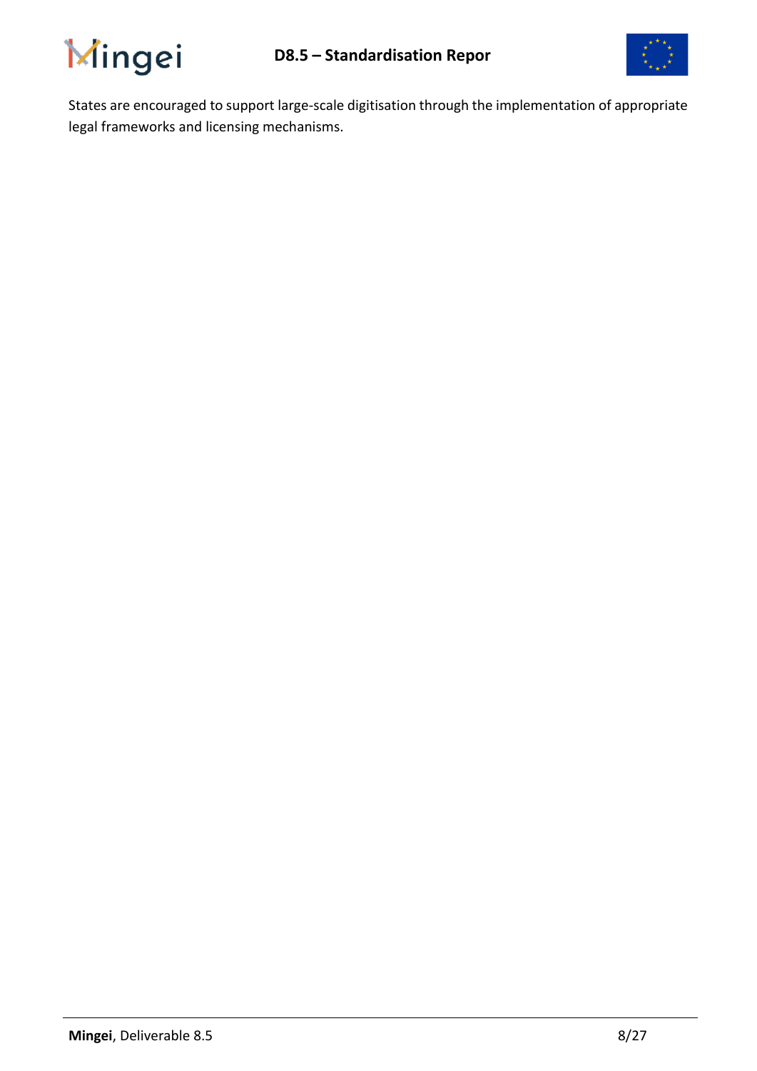States are encouraged to support large-scale digitisation through the implementation of appropriate legal frameworks and licensing mechanisms.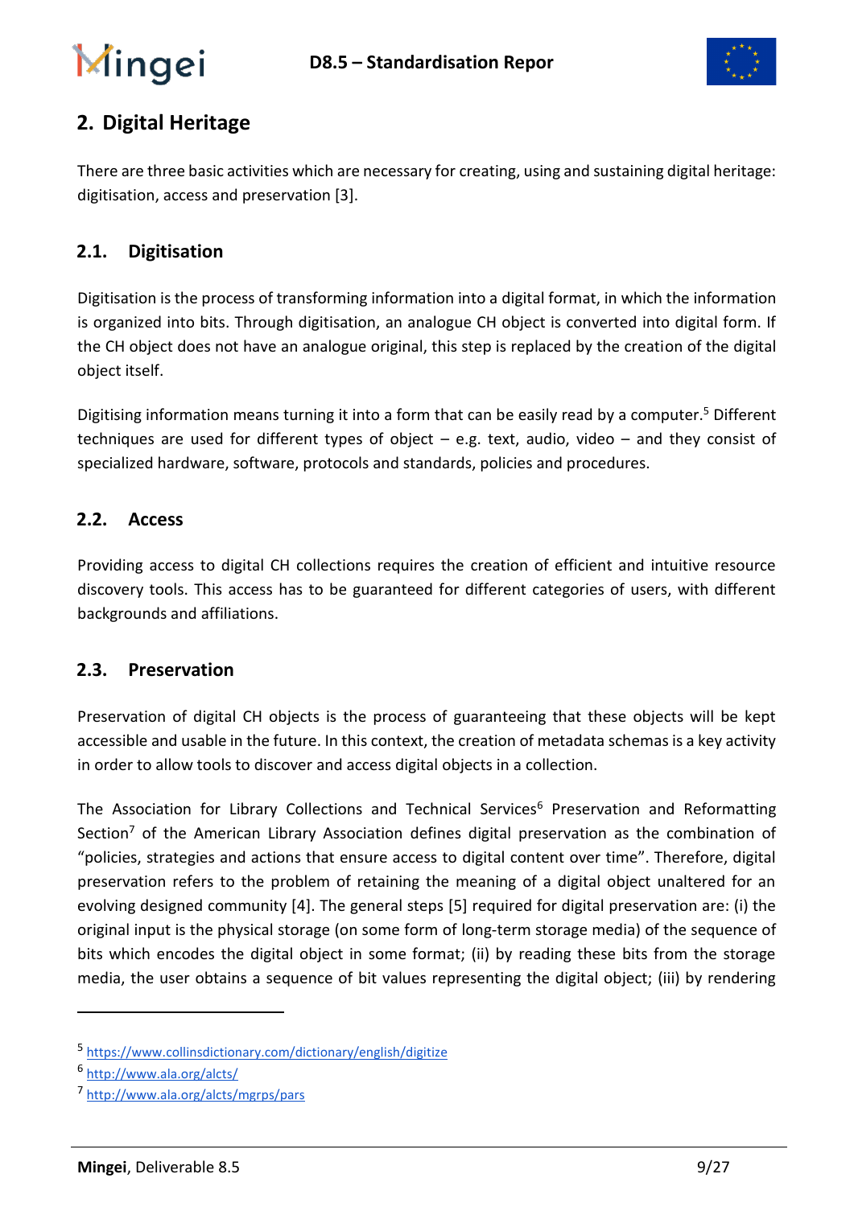# 2. Digital Heritage

There are three basic activities which are necessary for creating, using and sustaining digital heritage: digitisation, access and preservation [3].

## 2.1. Digitisation

Digitisation is the process of transforming information into a digital format, in which the information is organized into bits. Through digitisation, an analogue CH object is converted into digital form. If the CH object does not have an analogue original, this step is replaced by the creation of the digital object itself.

Digitising information means turning it into a form that can be easily read by a computer.[5] Different techniques are used for different types of object – e.g. text, audio, video – and they consist of specialized hardware, software, protocols and standards, policies and procedures.

## 2.2. Access

Providing access to digital CH collections requires the creation of efficient and intuitive resource discovery tools. This access has to be guaranteed for different categories of users, with different backgrounds and affiliations.

## 2.3. Preservation

Preservation of digital CH objects is the process of guaranteeing that these objects will be kept accessible and usable in the future. In this context, the creation of metadata schemas is a key activity in order to allow tools to discover and access digital objects in a collection.

The Association for Library Collections and Technical Services[6] Preservation and Reformatting Section[7] of the American Library Association defines digital preservation as the combination of "policies, strategies and actions that ensure access to digital content over time". Therefore, digital preservation refers to the problem of retaining the meaning of a digital object unaltered for an evolving designed community [4]. The general steps [5] required for digital preservation are: (i) the original input is the physical storage (on some form of long-term storage media) of the sequence of bits which encodes the digital object in some format; (ii) by reading these bits from the storage media, the user obtains a sequence of bit values representing the digital object; (iii) by rendering

---

[5] https://www.collinsdictionary.com/dictionary/english/digitize

[6] http://www.ala.org/alcts/

[7] http://www.ala.org/alcts/mgrps/pars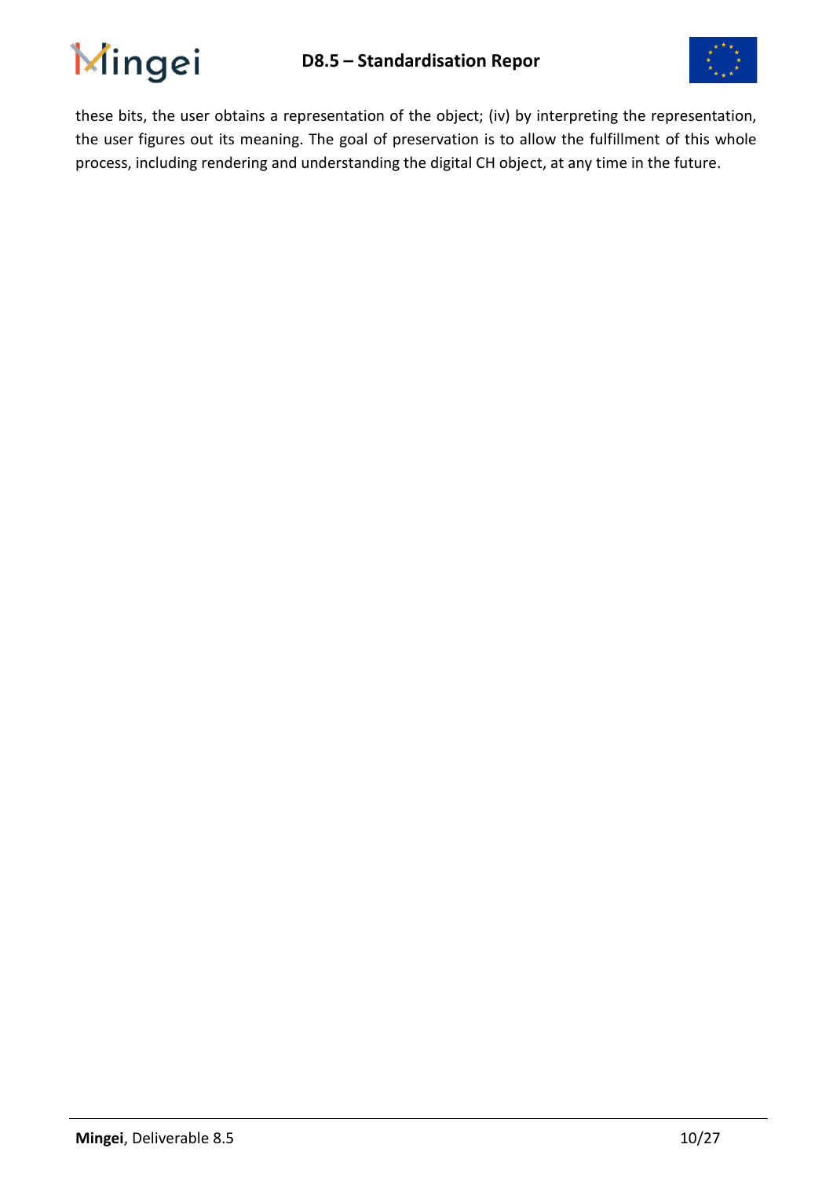these bits, the user obtains a representation of the object; (iv) by interpreting the representation, the user figures out its meaning. The goal of preservation is to allow the fulfillment of this whole process, including rendering and understanding the digital CH object, at any time in the future.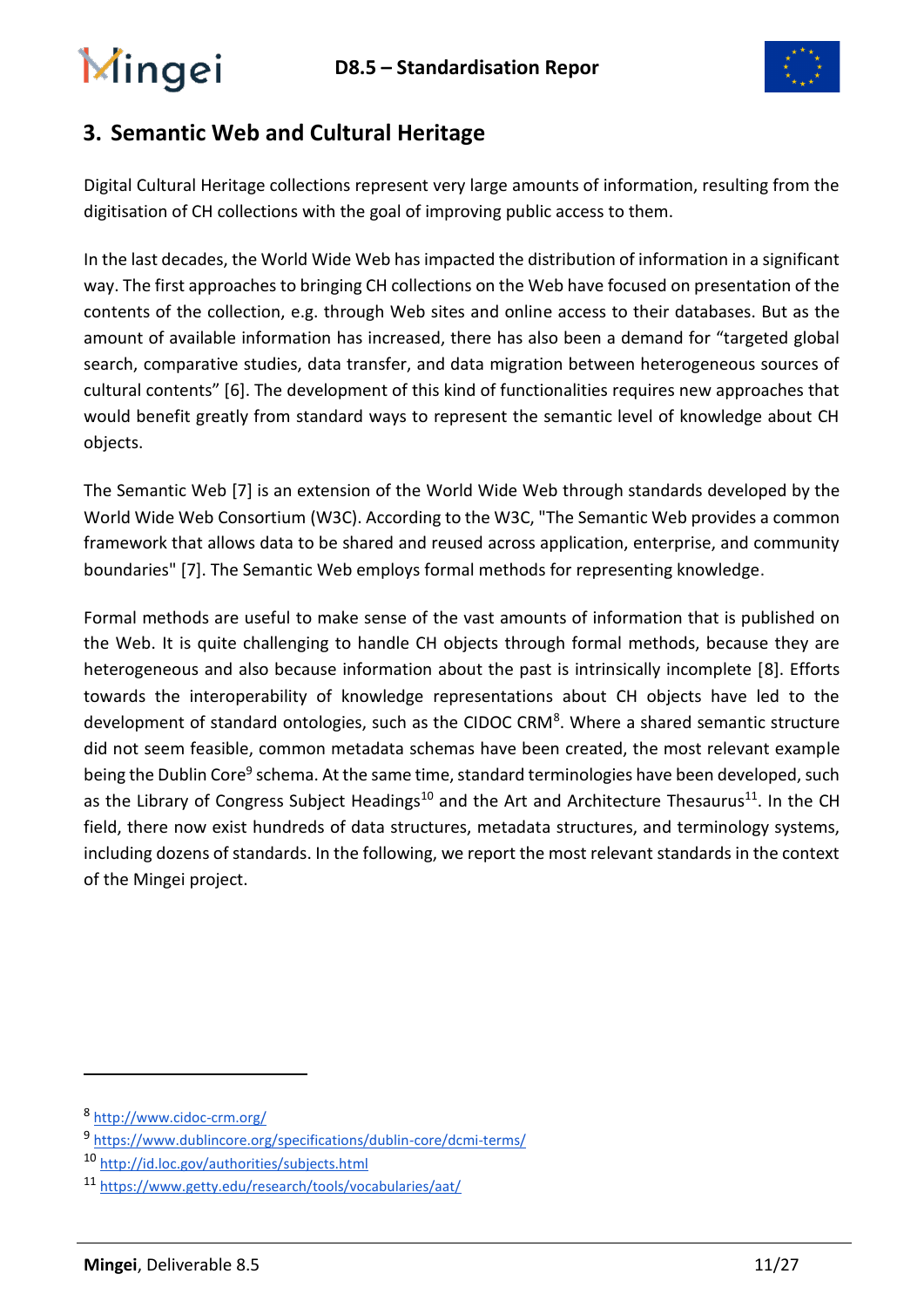## 3. Semantic Web and Cultural Heritage

Digital Cultural Heritage collections represent very large amounts of information, resulting from the digitisation of CH collections with the goal of improving public access to them.

In the last decades, the World Wide Web has impacted the distribution of information in a significant way. The first approaches to bringing CH collections on the Web have focused on presentation of the contents of the collection, e.g. through Web sites and online access to their databases. But as the amount of available information has increased, there has also been a demand for "targeted global search, comparative studies, data transfer, and data migration between heterogeneous sources of cultural contents" [6]. The development of this kind of functionalities requires new approaches that would benefit greatly from standard ways to represent the semantic level of knowledge about CH objects.

The Semantic Web [7] is an extension of the World Wide Web through standards developed by the World Wide Web Consortium (W3C). According to the W3C, "The Semantic Web provides a common framework that allows data to be shared and reused across application, enterprise, and community boundaries" [7]. The Semantic Web employs formal methods for representing knowledge.

Formal methods are useful to make sense of the vast amounts of information that is published on the Web. It is quite challenging to handle CH objects through formal methods, because they are heterogeneous and also because information about the past is intrinsically incomplete [8]. Efforts towards the interoperability of knowledge representations about CH objects have led to the development of standard ontologies, such as the CIDOC CRM[8]. Where a shared semantic structure did not seem feasible, common metadata schemas have been created, the most relevant example being the Dublin Core[9] schema. At the same time, standard terminologies have been developed, such as the Library of Congress Subject Headings[10] and the Art and Architecture Thesaurus[11]. In the CH field, there now exist hundreds of data structures, metadata structures, and terminology systems, including dozens of standards. In the following, we report the most relevant standards in the context of the Mingei project.

---

[8] http://www.cidoc-crm.org/

[9] https://www.dublincore.org/specifications/dublin-core/dcmi-terms/

[10] http://id.loc.gov/authorities/subjects.html

[11] https://www.getty.edu/research/tools/vocabularies/aat/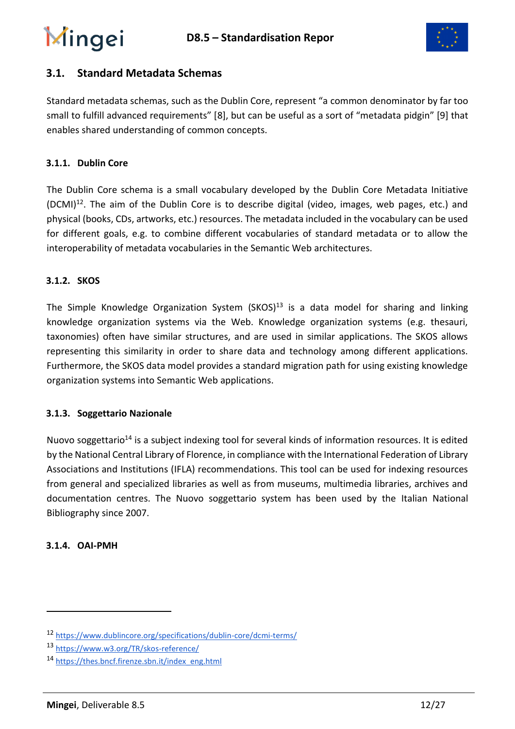## 3.1. Standard Metadata Schemas

Standard metadata schemas, such as the Dublin Core, represent "a common denominator by far too small to fulfill advanced requirements" [8], but can be useful as a sort of "metadata pidgin" [9] that enables shared understanding of common concepts.

### 3.1.1. Dublin Core

The Dublin Core schema is a small vocabulary developed by the Dublin Core Metadata Initiative (DCMI)[12]. The aim of the Dublin Core is to describe digital (video, images, web pages, etc.) and physical (books, CDs, artworks, etc.) resources. The metadata included in the vocabulary can be used for different goals, e.g. to combine different vocabularies of standard metadata or to allow the interoperability of metadata vocabularies in the Semantic Web architectures.

### 3.1.2. SKOS

The Simple Knowledge Organization System (SKOS)[13] is a data model for sharing and linking knowledge organization systems via the Web. Knowledge organization systems (e.g. thesauri, taxonomies) often have similar structures, and are used in similar applications. The SKOS allows representing this similarity in order to share data and technology among different applications. Furthermore, the SKOS data model provides a standard migration path for using existing knowledge organization systems into Semantic Web applications.

### 3.1.3. Soggettario Nazionale

Nuovo soggettario[14] is a subject indexing tool for several kinds of information resources. It is edited by the National Central Library of Florence, in compliance with the International Federation of Library Associations and Institutions (IFLA) recommendations. This tool can be used for indexing resources from general and specialized libraries as well as from museums, multimedia libraries, archives and documentation centres. The Nuovo soggettario system has been used by the Italian National Bibliography since 2007.

### 3.1.4. OAI-PMH

---

[12] https://www.dublincore.org/specifications/dublin-core/dcmi-terms/

[13] https://www.w3.org/TR/skos-reference/

[14] https://thes.bncf.firenze.sbn.it/index_eng.html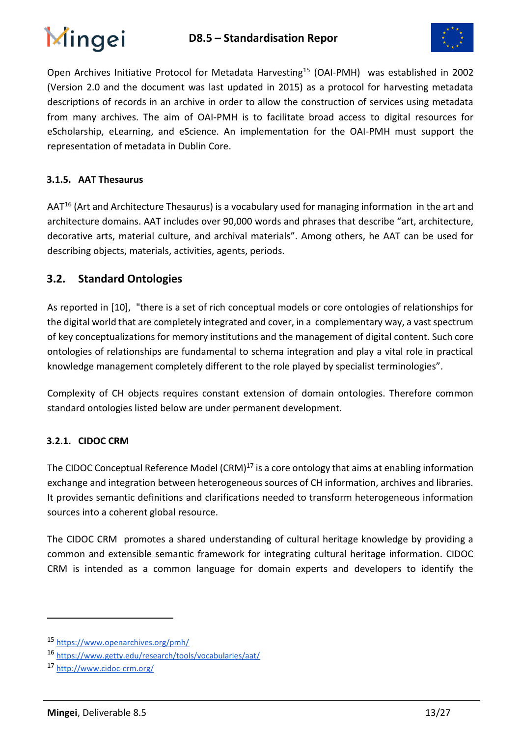Open Archives Initiative Protocol for Metadata Harvesting[15] (OAI-PMH) was established in 2002 (Version 2.0 and the document was last updated in 2015) as a protocol for harvesting metadata descriptions of records in an archive in order to allow the construction of services using metadata from many archives. The aim of OAI-PMH is to facilitate broad access to digital resources for eScholarship, eLearning, and eScience. An implementation for the OAI-PMH must support the representation of metadata in Dublin Core.

#### 3.1.5. AAT Thesaurus

AAT[16] (Art and Architecture Thesaurus) is a vocabulary used for managing information in the art and architecture domains. AAT includes over 90,000 words and phrases that describe "art, architecture, decorative arts, material culture, and archival materials". Among others, he AAT can be used for describing objects, materials, activities, agents, periods.

### 3.2. Standard Ontologies

As reported in [10], "there is a set of rich conceptual models or core ontologies of relationships for the digital world that are completely integrated and cover, in a complementary way, a vast spectrum of key conceptualizations for memory institutions and the management of digital content. Such core ontologies of relationships are fundamental to schema integration and play a vital role in practical knowledge management completely different to the role played by specialist terminologies".

Complexity of CH objects requires constant extension of domain ontologies. Therefore common standard ontologies listed below are under permanent development.

#### 3.2.1. CIDOC CRM

The CIDOC Conceptual Reference Model (CRM)[17] is a core ontology that aims at enabling information exchange and integration between heterogeneous sources of CH information, archives and libraries. It provides semantic definitions and clarifications needed to transform heterogeneous information sources into a coherent global resource.

The CIDOC CRM promotes a shared understanding of cultural heritage knowledge by providing a common and extensible semantic framework for integrating cultural heritage information. CIDOC CRM is intended as a common language for domain experts and developers to identify the

---

[15] https://www.openarchives.org/pmh/

[16] https://www.getty.edu/research/tools/vocabularies/aat/

[17] http://www.cidoc-crm.org/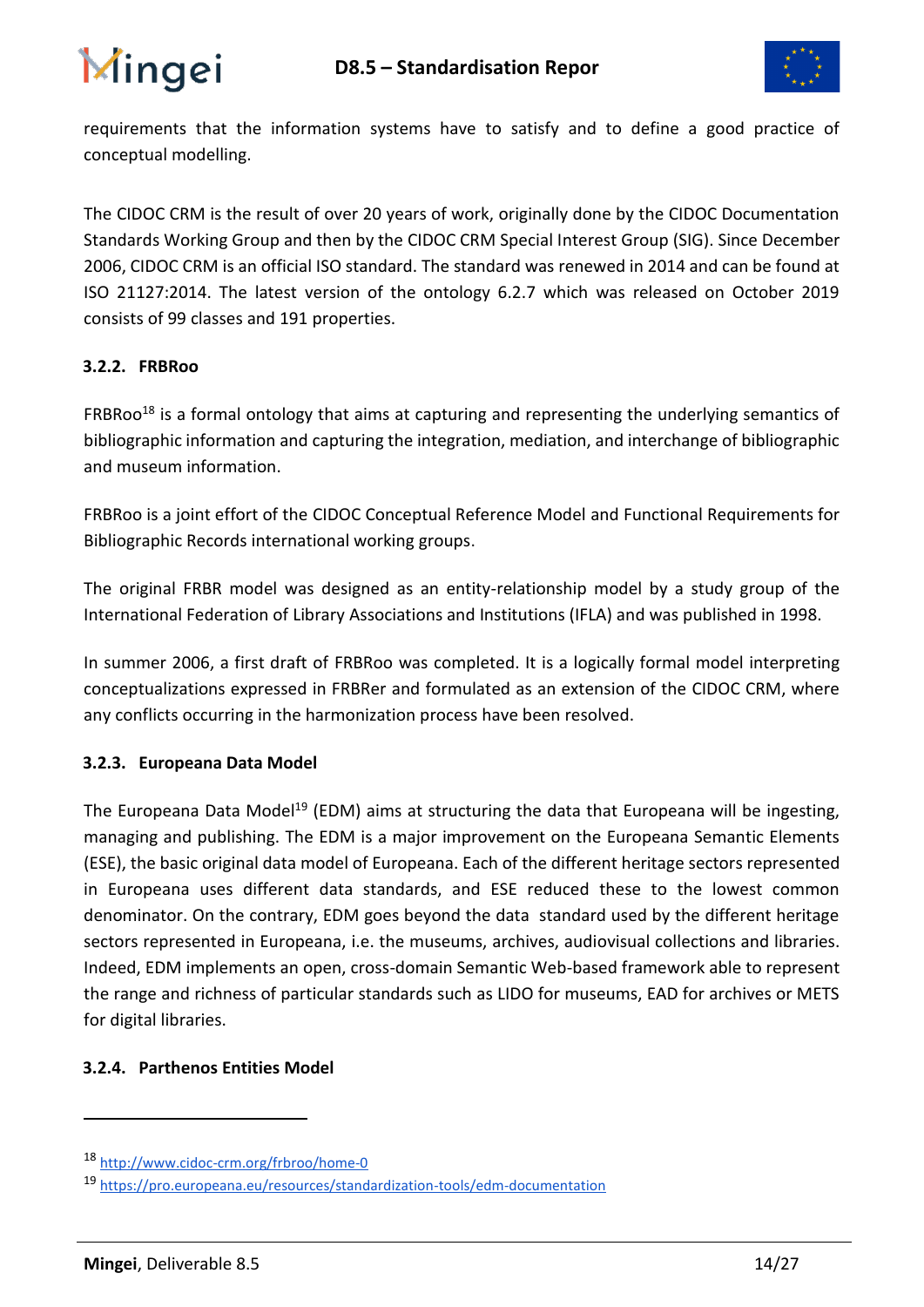requirements that the information systems have to satisfy and to define a good practice of conceptual modelling.

The CIDOC CRM is the result of over 20 years of work, originally done by the CIDOC Documentation Standards Working Group and then by the CIDOC CRM Special Interest Group (SIG). Since December 2006, CIDOC CRM is an official ISO standard. The standard was renewed in 2014 and can be found at ISO 21127:2014. The latest version of the ontology 6.2.7 which was released on October 2019 consists of 99 classes and 191 properties.

### 3.2.2. FRBRoo

FRBRoo[18] is a formal ontology that aims at capturing and representing the underlying semantics of bibliographic information and capturing the integration, mediation, and interchange of bibliographic and museum information.

FRBRoo is a joint effort of the CIDOC Conceptual Reference Model and Functional Requirements for Bibliographic Records international working groups.

The original FRBR model was designed as an entity-relationship model by a study group of the International Federation of Library Associations and Institutions (IFLA) and was published in 1998.

In summer 2006, a first draft of FRBRoo was completed. It is a logically formal model interpreting conceptualizations expressed in FRBRer and formulated as an extension of the CIDOC CRM, where any conflicts occurring in the harmonization process have been resolved.

### 3.2.3. Europeana Data Model

The Europeana Data Model[19] (EDM) aims at structuring the data that Europeana will be ingesting, managing and publishing. The EDM is a major improvement on the Europeana Semantic Elements (ESE), the basic original data model of Europeana. Each of the different heritage sectors represented in Europeana uses different data standards, and ESE reduced these to the lowest common denominator. On the contrary, EDM goes beyond the data standard used by the different heritage sectors represented in Europeana, i.e. the museums, archives, audiovisual collections and libraries. Indeed, EDM implements an open, cross-domain Semantic Web-based framework able to represent the range and richness of particular standards such as LIDO for museums, EAD for archives or METS for digital libraries.

### 3.2.4. Parthenos Entities Model

---

[18] http://www.cidoc-crm.org/frbroo/home-0

[19] https://pro.europeana.eu/resources/standardization-tools/edm-documentation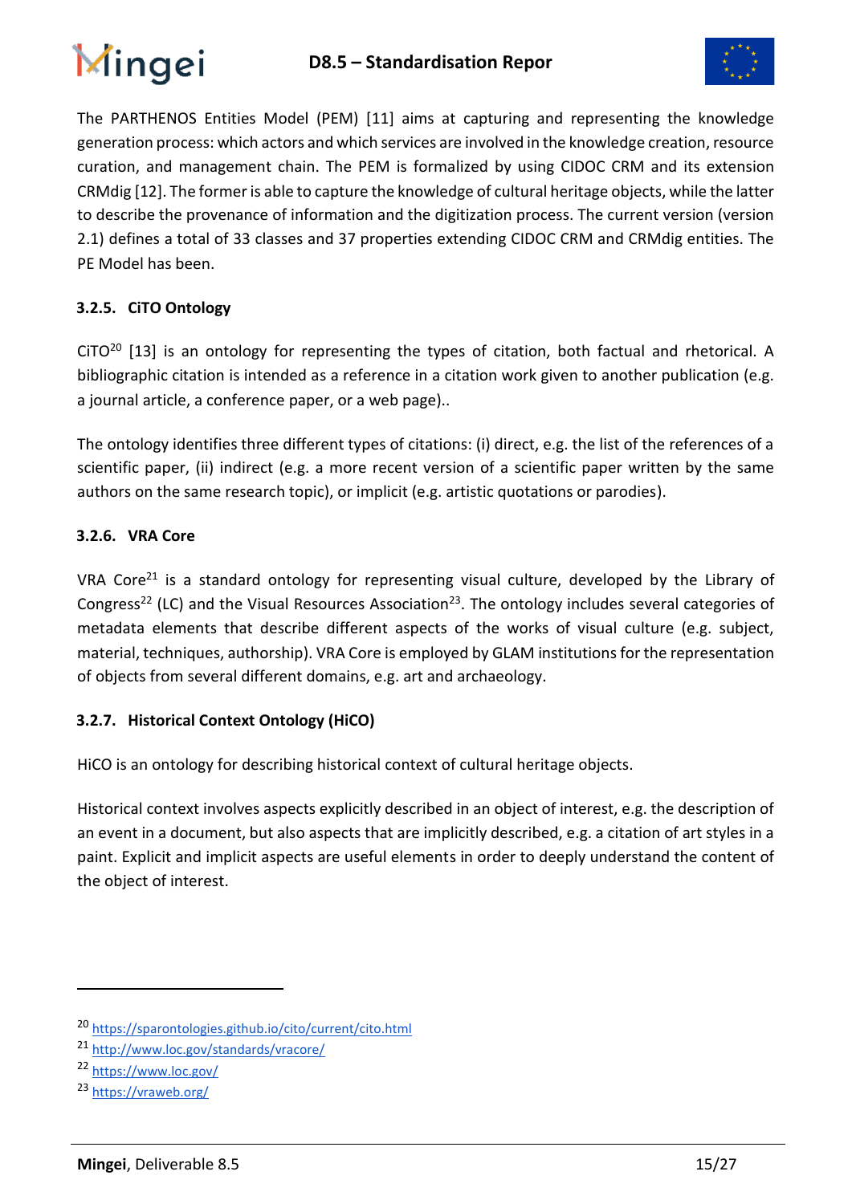The PARTHENOS Entities Model (PEM) [11] aims at capturing and representing the knowledge generation process: which actors and which services are involved in the knowledge creation, resource curation, and management chain. The PEM is formalized by using CIDOC CRM and its extension CRMdig [12]. The former is able to capture the knowledge of cultural heritage objects, while the latter to describe the provenance of information and the digitization process. The current version (version 2.1) defines a total of 33 classes and 37 properties extending CIDOC CRM and CRMdig entities. The PE Model has been.

### 3.2.5. CiTO Ontology

CiTO[20] [13] is an ontology for representing the types of citation, both factual and rhetorical. A bibliographic citation is intended as a reference in a citation work given to another publication (e.g. a journal article, a conference paper, or a web page)..

The ontology identifies three different types of citations: (i) direct, e.g. the list of the references of a scientific paper, (ii) indirect (e.g. a more recent version of a scientific paper written by the same authors on the same research topic), or implicit (e.g. artistic quotations or parodies).

### 3.2.6. VRA Core

VRA Core[21] is a standard ontology for representing visual culture, developed by the Library of Congress[22] (LC) and the Visual Resources Association[23]. The ontology includes several categories of metadata elements that describe different aspects of the works of visual culture (e.g. subject, material, techniques, authorship). VRA Core is employed by GLAM institutions for the representation of objects from several different domains, e.g. art and archaeology.

### 3.2.7. Historical Context Ontology (HiCO)

HiCO is an ontology for describing historical context of cultural heritage objects.

Historical context involves aspects explicitly described in an object of interest, e.g. the description of an event in a document, but also aspects that are implicitly described, e.g. a citation of art styles in a paint. Explicit and implicit aspects are useful elements in order to deeply understand the content of the object of interest.

---

[20] https://sparontologies.github.io/cito/current/cito.html

[21] http://www.loc.gov/standards/vracore/

[22] https://www.loc.gov/

[23] https://vraweb.org/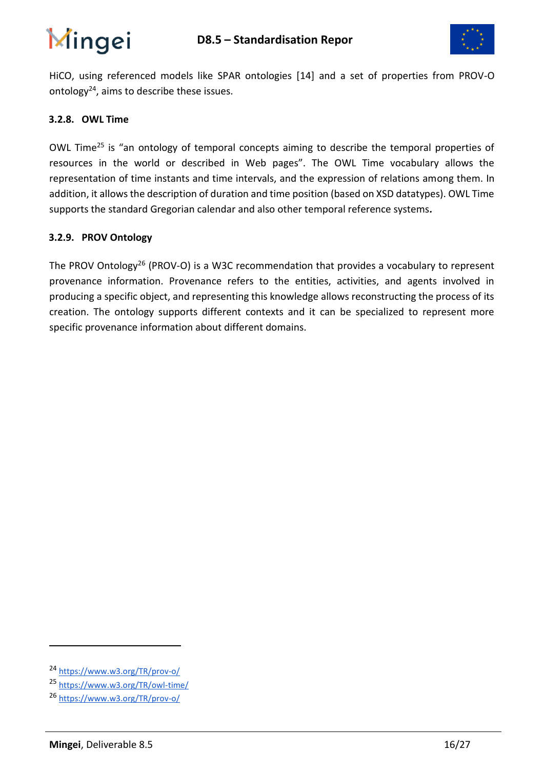HiCO, using referenced models like SPAR ontologies [14] and a set of properties from PROV-O ontology[24], aims to describe these issues.

### 3.2.8. OWL Time

OWL Time[25] is "an ontology of temporal concepts aiming to describe the temporal properties of resources in the world or described in Web pages". The OWL Time vocabulary allows the representation of time instants and time intervals, and the expression of relations among them. In addition, it allows the description of duration and time position (based on XSD datatypes). OWL Time supports the standard Gregorian calendar and also other temporal reference systems**.**

### 3.2.9. PROV Ontology

The PROV Ontology[26] (PROV-O) is a W3C recommendation that provides a vocabulary to represent provenance information. Provenance refers to the entities, activities, and agents involved in producing a specific object, and representing this knowledge allows reconstructing the process of its creation. The ontology supports different contexts and it can be specialized to represent more specific provenance information about different domains.

---

[24] https://www.w3.org/TR/prov-o/

[25] https://www.w3.org/TR/owl-time/

[26] https://www.w3.org/TR/prov-o/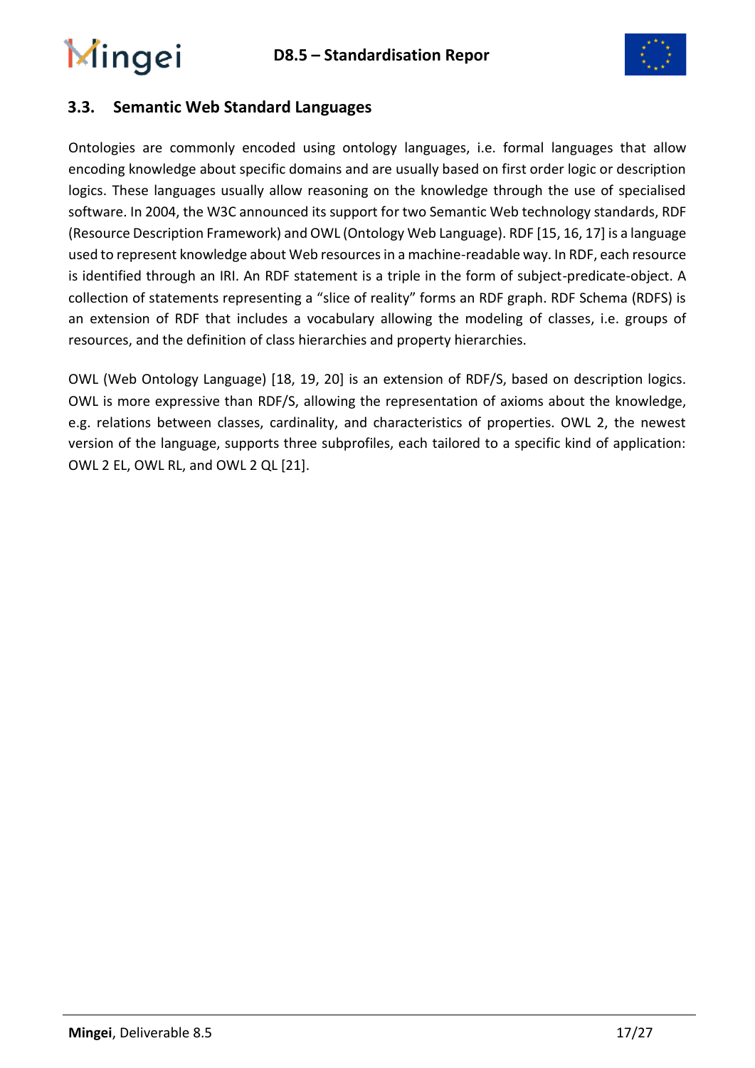## 3.3. Semantic Web Standard Languages

Ontologies are commonly encoded using ontology languages, i.e. formal languages that allow encoding knowledge about specific domains and are usually based on first order logic or description logics. These languages usually allow reasoning on the knowledge through the use of specialised software. In 2004, the W3C announced its support for two Semantic Web technology standards, RDF (Resource Description Framework) and OWL (Ontology Web Language). RDF [15, 16, 17] is a language used to represent knowledge about Web resources in a machine-readable way. In RDF, each resource is identified through an IRI. An RDF statement is a triple in the form of subject-predicate-object. A collection of statements representing a "slice of reality" forms an RDF graph. RDF Schema (RDFS) is an extension of RDF that includes a vocabulary allowing the modeling of classes, i.e. groups of resources, and the definition of class hierarchies and property hierarchies.

OWL (Web Ontology Language) [18, 19, 20] is an extension of RDF/S, based on description logics. OWL is more expressive than RDF/S, allowing the representation of axioms about the knowledge, e.g. relations between classes, cardinality, and characteristics of properties. OWL 2, the newest version of the language, supports three subprofiles, each tailored to a specific kind of application: OWL 2 EL, OWL RL, and OWL 2 QL [21].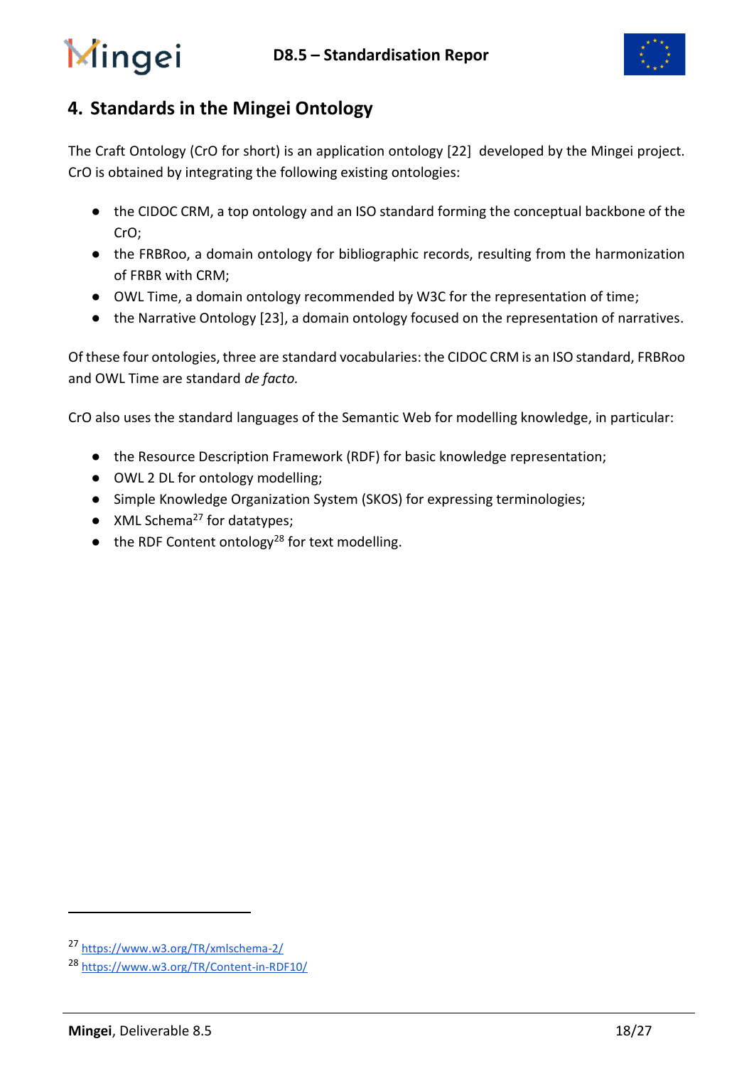# 4. Standards in the Mingei Ontology

The Craft Ontology (CrO for short) is an application ontology [22] developed by the Mingei project. CrO is obtained by integrating the following existing ontologies:

- the CIDOC CRM, a top ontology and an ISO standard forming the conceptual backbone of the CrO;
- the FRBRoo, a domain ontology for bibliographic records, resulting from the harmonization of FRBR with CRM;
- OWL Time, a domain ontology recommended by W3C for the representation of time;
- the Narrative Ontology [23], a domain ontology focused on the representation of narratives.

Of these four ontologies, three are standard vocabularies: the CIDOC CRM is an ISO standard, FRBRoo and OWL Time are standard *de facto*.

CrO also uses the standard languages of the Semantic Web for modelling knowledge, in particular:

- the Resource Description Framework (RDF) for basic knowledge representation;
- OWL 2 DL for ontology modelling;
- Simple Knowledge Organization System (SKOS) for expressing terminologies;
- XML Schema[27] for datatypes;
- the RDF Content ontology[28] for text modelling.

[27] https://www.w3.org/TR/xmlschema-2/

[28] https://www.w3.org/TR/Content-in-RDF10/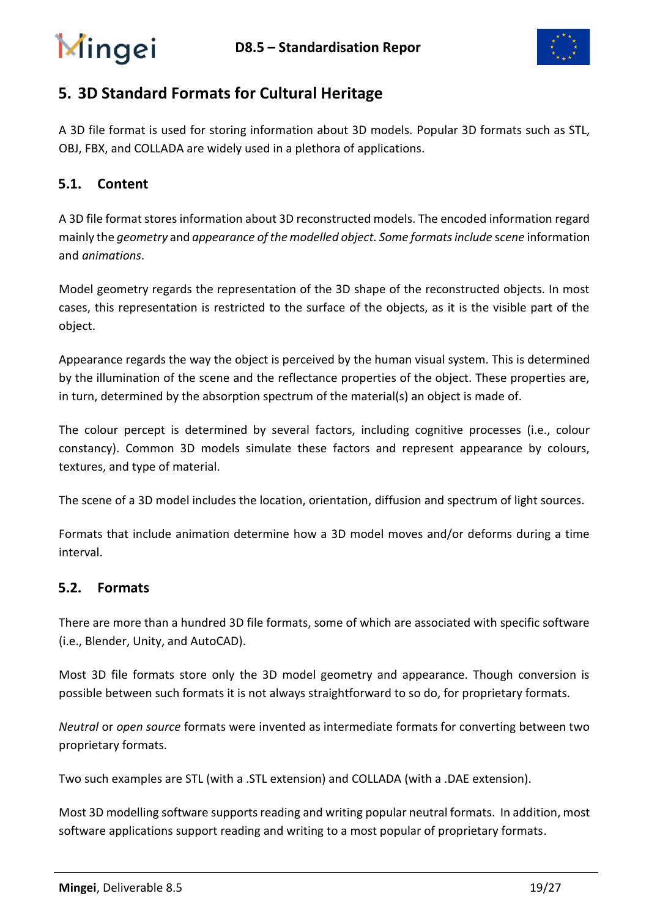# 5. 3D Standard Formats for Cultural Heritage

A 3D file format is used for storing information about 3D models. Popular 3D formats such as STL, OBJ, FBX, and COLLADA are widely used in a plethora of applications.

## 5.1. Content

A 3D file format stores information about 3D reconstructed models. The encoded information regard mainly the *geometry* and *appearance of the modelled object. Some formats include* scene information and *animations*.

Model geometry regards the representation of the 3D shape of the reconstructed objects. In most cases, this representation is restricted to the surface of the objects, as it is the visible part of the object.

Appearance regards the way the object is perceived by the human visual system. This is determined by the illumination of the scene and the reflectance properties of the object. These properties are, in turn, determined by the absorption spectrum of the material(s) an object is made of.

The colour percept is determined by several factors, including cognitive processes (i.e., colour constancy). Common 3D models simulate these factors and represent appearance by colours, textures, and type of material.

The scene of a 3D model includes the location, orientation, diffusion and spectrum of light sources.

Formats that include animation determine how a 3D model moves and/or deforms during a time interval.

## 5.2. Formats

There are more than a hundred 3D file formats, some of which are associated with specific software (i.e., Blender, Unity, and AutoCAD).

Most 3D file formats store only the 3D model geometry and appearance. Though conversion is possible between such formats it is not always straightforward to so do, for proprietary formats.

*Neutral* or *open source* formats were invented as intermediate formats for converting between two proprietary formats.

Two such examples are STL (with a .STL extension) and COLLADA (with a .DAE extension).

Most 3D modelling software supports reading and writing popular neutral formats. In addition, most software applications support reading and writing to a most popular of proprietary formats.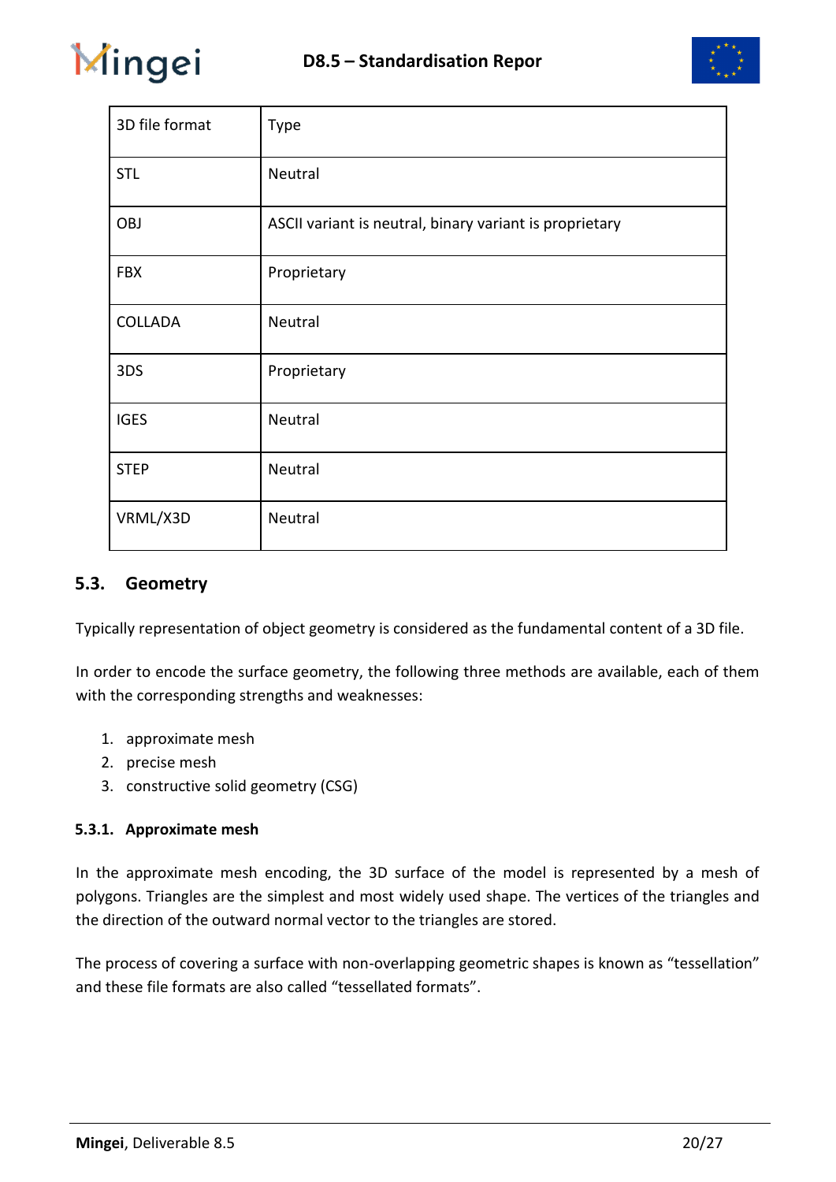| 3D file format | Type |
| --- | --- |
| STL | Neutral |
| OBJ | ASCII variant is neutral, binary variant is proprietary |
| FBX | Proprietary |
| COLLADA | Neutral |
| 3DS | Proprietary |
| IGES | Neutral |
| STEP | Neutral |
| VRML/X3D | Neutral |

## 5.3. Geometry

Typically representation of object geometry is considered as the fundamental content of a 3D file.

In order to encode the surface geometry, the following three methods are available, each of them with the corresponding strengths and weaknesses:

1. approximate mesh
2. precise mesh
3. constructive solid geometry (CSG)

### 5.3.1. Approximate mesh

In the approximate mesh encoding, the 3D surface of the model is represented by a mesh of polygons. Triangles are the simplest and most widely used shape. The vertices of the triangles and the direction of the outward normal vector to the triangles are stored.

The process of covering a surface with non-overlapping geometric shapes is known as "tessellation" and these file formats are also called "tessellated formats".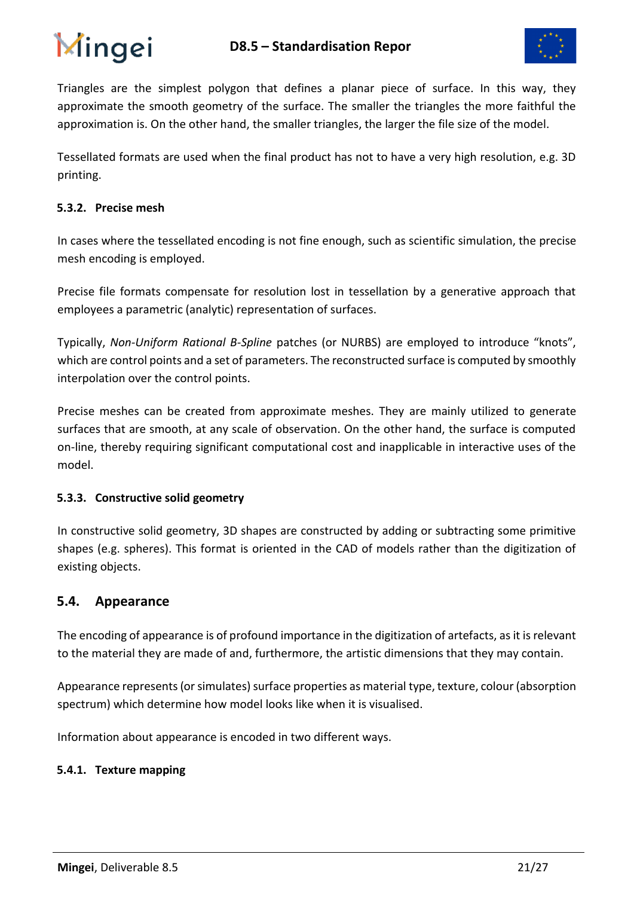Triangles are the simplest polygon that defines a planar piece of surface. In this way, they approximate the smooth geometry of the surface. The smaller the triangles the more faithful the approximation is. On the other hand, the smaller triangles, the larger the file size of the model.

Tessellated formats are used when the final product has not to have a very high resolution, e.g. 3D printing.

### 5.3.2. Precise mesh

In cases where the tessellated encoding is not fine enough, such as scientific simulation, the precise mesh encoding is employed.

Precise file formats compensate for resolution lost in tessellation by a generative approach that employees a parametric (analytic) representation of surfaces.

Typically, *Non-Uniform Rational B-Spline* patches (or NURBS) are employed to introduce "knots", which are control points and a set of parameters. The reconstructed surface is computed by smoothly interpolation over the control points.

Precise meshes can be created from approximate meshes. They are mainly utilized to generate surfaces that are smooth, at any scale of observation. On the other hand, the surface is computed on-line, thereby requiring significant computational cost and inapplicable in interactive uses of the model.

### 5.3.3. Constructive solid geometry

In constructive solid geometry, 3D shapes are constructed by adding or subtracting some primitive shapes (e.g. spheres). This format is oriented in the CAD of models rather than the digitization of existing objects.

## 5.4. Appearance

The encoding of appearance is of profound importance in the digitization of artefacts, as it is relevant to the material they are made of and, furthermore, the artistic dimensions that they may contain.

Appearance represents (or simulates) surface properties as material type, texture, colour (absorption spectrum) which determine how model looks like when it is visualised.

Information about appearance is encoded in two different ways.

### 5.4.1. Texture mapping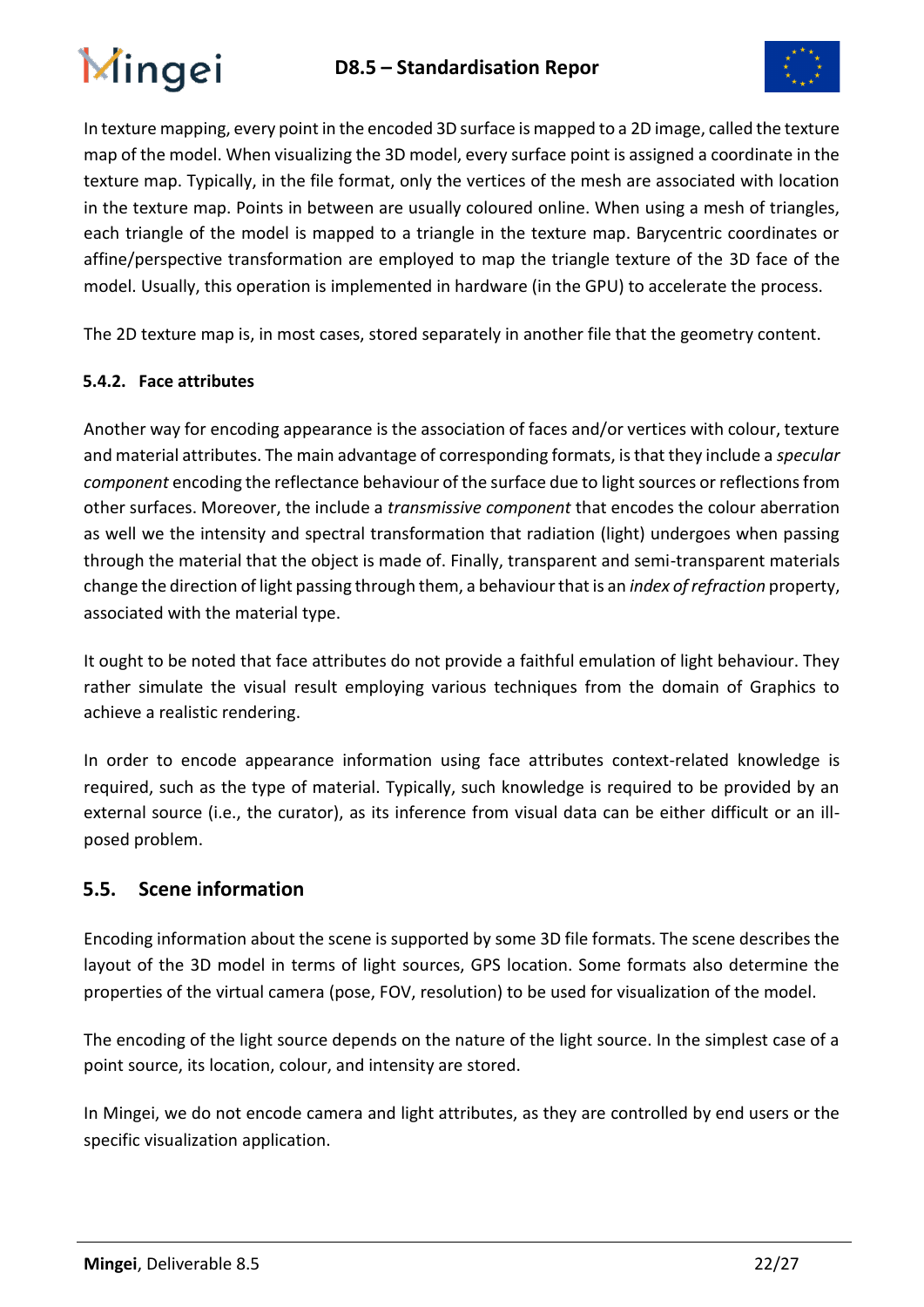In texture mapping, every point in the encoded 3D surface is mapped to a 2D image, called the texture map of the model. When visualizing the 3D model, every surface point is assigned a coordinate in the texture map. Typically, in the file format, only the vertices of the mesh are associated with location in the texture map. Points in between are usually coloured online. When using a mesh of triangles, each triangle of the model is mapped to a triangle in the texture map. Barycentric coordinates or affine/perspective transformation are employed to map the triangle texture of the 3D face of the model. Usually, this operation is implemented in hardware (in the GPU) to accelerate the process.

The 2D texture map is, in most cases, stored separately in another file that the geometry content.

### 5.4.2. Face attributes

Another way for encoding appearance is the association of faces and/or vertices with colour, texture and material attributes. The main advantage of corresponding formats, is that they include a *specular component* encoding the reflectance behaviour of the surface due to light sources or reflections from other surfaces. Moreover, the include a *transmissive component* that encodes the colour aberration as well we the intensity and spectral transformation that radiation (light) undergoes when passing through the material that the object is made of. Finally, transparent and semi-transparent materials change the direction of light passing through them, a behaviour that is an *index of refraction* property, associated with the material type.

It ought to be noted that face attributes do not provide a faithful emulation of light behaviour. They rather simulate the visual result employing various techniques from the domain of Graphics to achieve a realistic rendering.

In order to encode appearance information using face attributes context-related knowledge is required, such as the type of material. Typically, such knowledge is required to be provided by an external source (i.e., the curator), as its inference from visual data can be either difficult or an ill-posed problem.

## 5.5. Scene information

Encoding information about the scene is supported by some 3D file formats. The scene describes the layout of the 3D model in terms of light sources, GPS location. Some formats also determine the properties of the virtual camera (pose, FOV, resolution) to be used for visualization of the model.

The encoding of the light source depends on the nature of the light source. In the simplest case of a point source, its location, colour, and intensity are stored.

In Mingei, we do not encode camera and light attributes, as they are controlled by end users or the specific visualization application.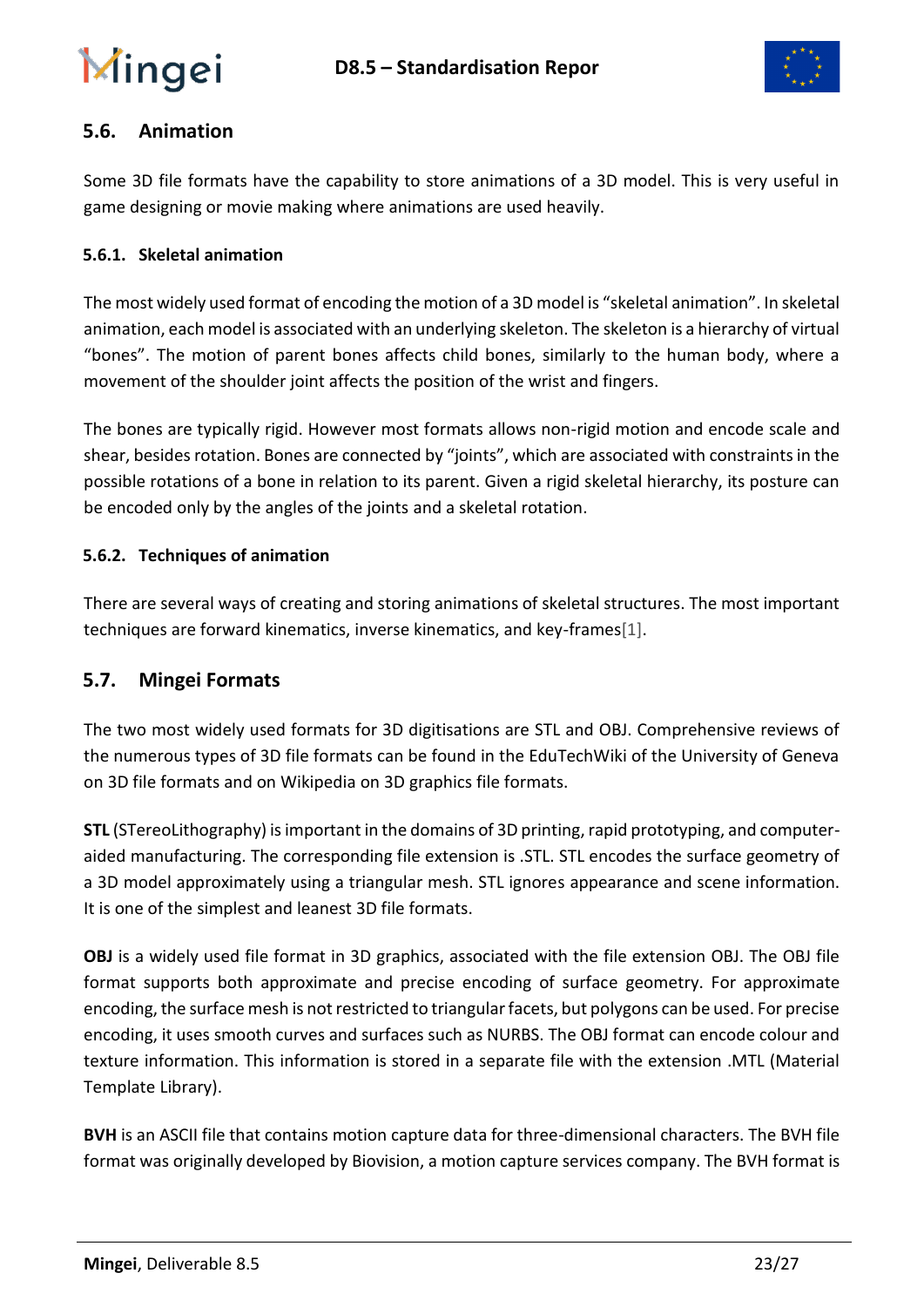## 5.6. Animation

Some 3D file formats have the capability to store animations of a 3D model. This is very useful in game designing or movie making where animations are used heavily.

### 5.6.1. Skeletal animation

The most widely used format of encoding the motion of a 3D model is “skeletal animation”. In skeletal animation, each model is associated with an underlying skeleton. The skeleton is a hierarchy of virtual “bones”. The motion of parent bones affects child bones, similarly to the human body, where a movement of the shoulder joint affects the position of the wrist and fingers.

The bones are typically rigid. However most formats allows non-rigid motion and encode scale and shear, besides rotation. Bones are connected by “joints”, which are associated with constraints in the possible rotations of a bone in relation to its parent. Given a rigid skeletal hierarchy, its posture can be encoded only by the angles of the joints and a skeletal rotation.

### 5.6.2. Techniques of animation

There are several ways of creating and storing animations of skeletal structures. The most important techniques are forward kinematics, inverse kinematics, and key-frames[1].

## 5.7. Mingei Formats

The two most widely used formats for 3D digitisations are STL and OBJ. Comprehensive reviews of the numerous types of 3D file formats can be found in the EduTechWiki of the University of Geneva on 3D file formats and on Wikipedia on 3D graphics file formats.

**STL** (STereoLithography) is important in the domains of 3D printing, rapid prototyping, and computer-aided manufacturing. The corresponding file extension is .STL. STL encodes the surface geometry of a 3D model approximately using a triangular mesh. STL ignores appearance and scene information. It is one of the simplest and leanest 3D file formats.

**OBJ** is a widely used file format in 3D graphics, associated with the file extension OBJ. The OBJ file format supports both approximate and precise encoding of surface geometry. For approximate encoding, the surface mesh is not restricted to triangular facets, but polygons can be used. For precise encoding, it uses smooth curves and surfaces such as NURBS. The OBJ format can encode colour and texture information. This information is stored in a separate file with the extension .MTL (Material Template Library).

**BVH** is an ASCII file that contains motion capture data for three-dimensional characters. The BVH file format was originally developed by Biovision, a motion capture services company. The BVH format is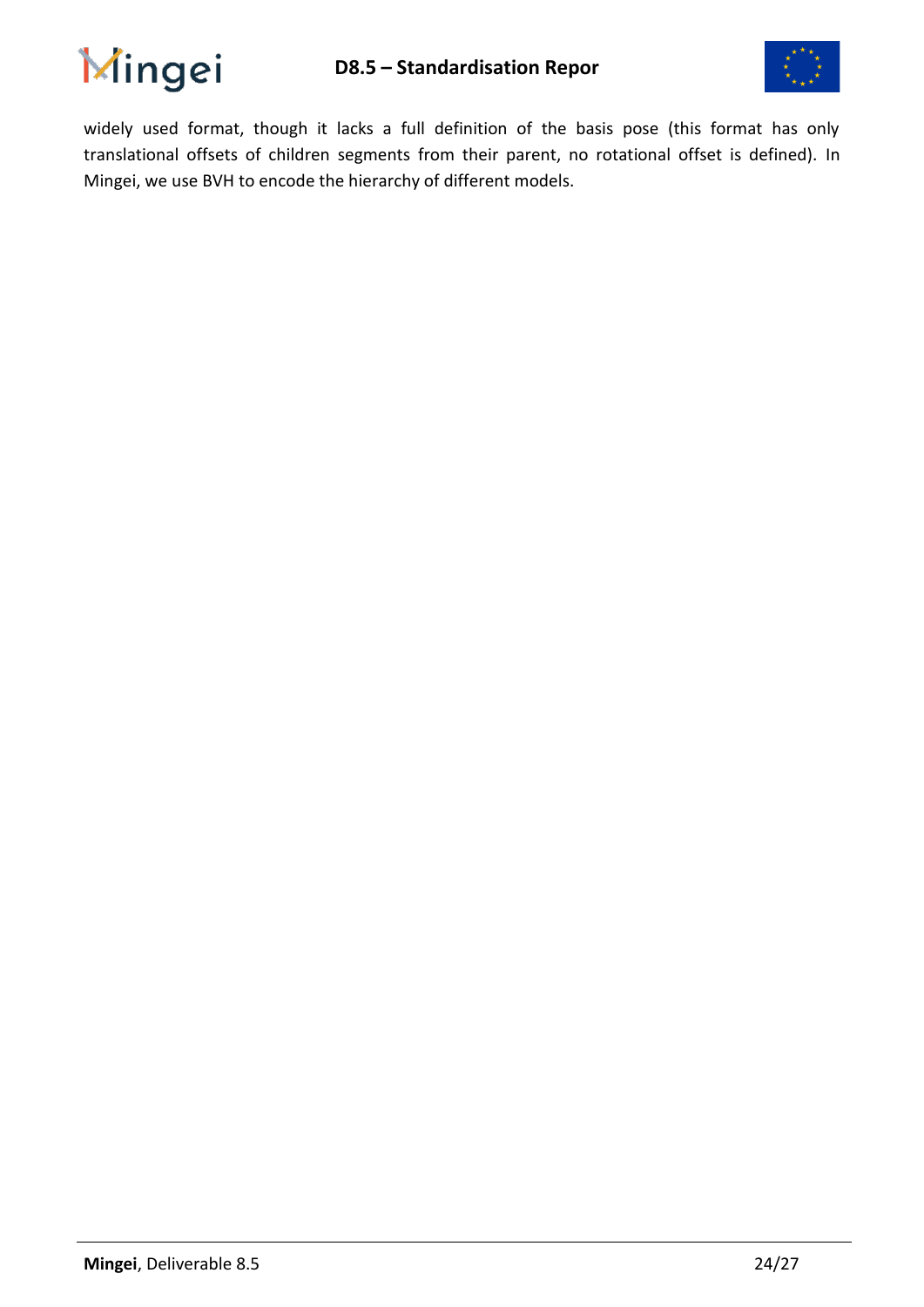widely used format, though it lacks a full definition of the basis pose (this format has only translational offsets of children segments from their parent, no rotational offset is defined). In Mingei, we use BVH to encode the hierarchy of different models.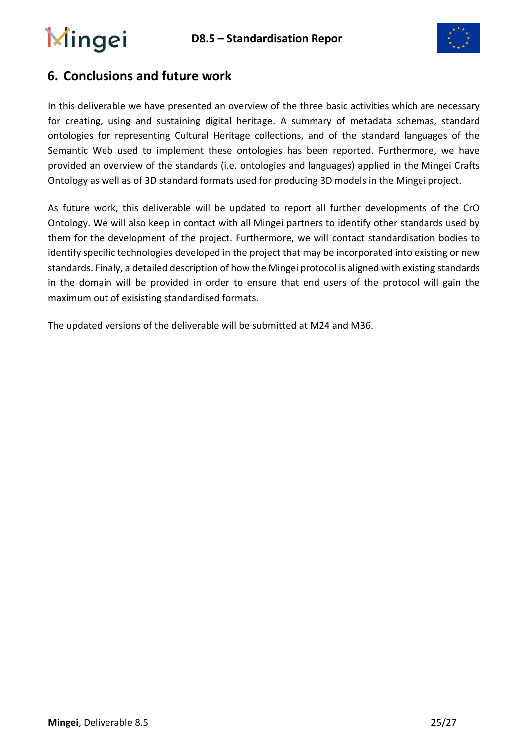## 6. Conclusions and future work

In this deliverable we have presented an overview of the three basic activities which are necessary for creating, using and sustaining digital heritage. A summary of metadata schemas, standard ontologies for representing Cultural Heritage collections, and of the standard languages of the Semantic Web used to implement these ontologies has been reported. Furthermore, we have provided an overview of the standards (i.e. ontologies and languages) applied in the Mingei Crafts Ontology as well as of 3D standard formats used for producing 3D models in the Mingei project.

As future work, this deliverable will be updated to report all further developments of the CrO Ontology. We will also keep in contact with all Mingei partners to identify other standards used by them for the development of the project. Furthermore, we will contact standardisation bodies to identify specific technologies developed in the project that may be incorporated into existing or new standards. Finaly, a detailed description of how the Mingei protocol is aligned with existing standards in the domain will be provided in order to ensure that end users of the protocol will gain the maximum out of exisisting standardised formats.

The updated versions of the deliverable will be submitted at M24 and M36.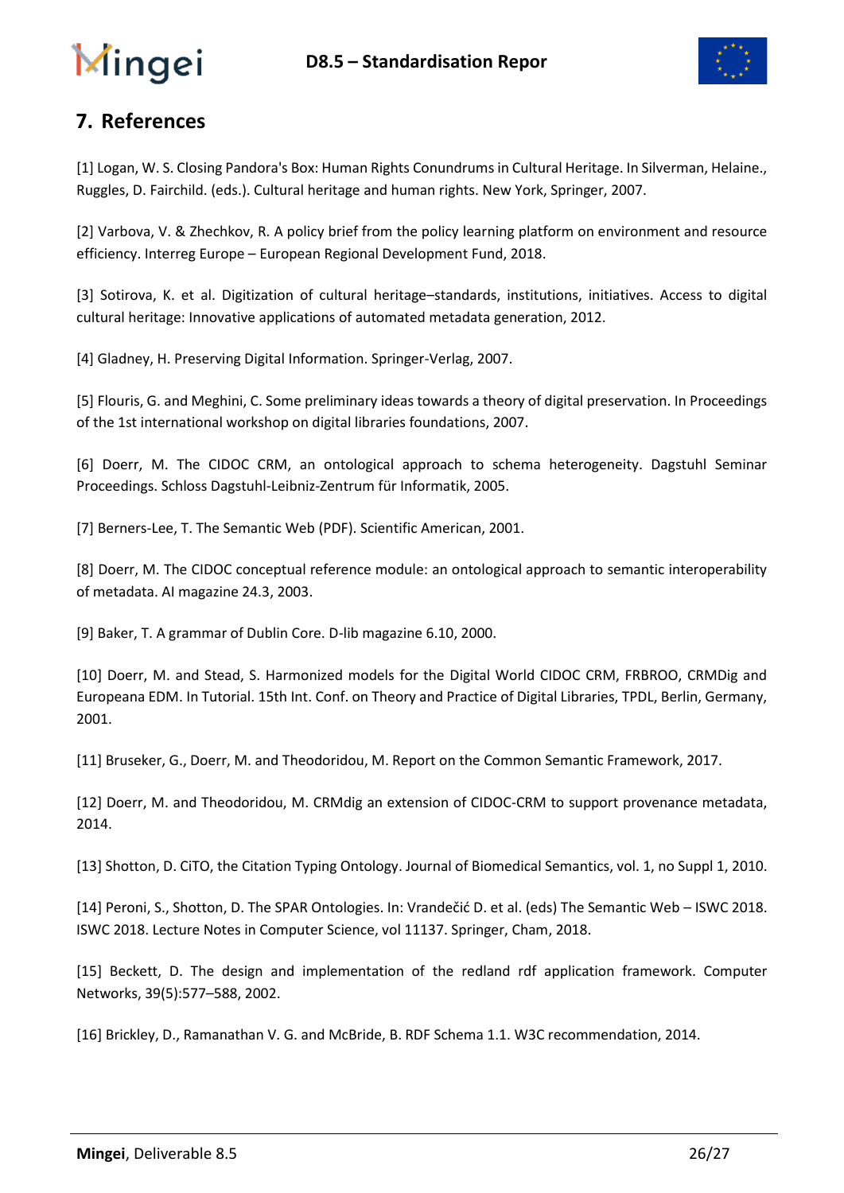## 7. References

[1] Logan, W. S. Closing Pandora's Box: Human Rights Conundrums in Cultural Heritage. In Silverman, Helaine., Ruggles, D. Fairchild. (eds.). Cultural heritage and human rights. New York, Springer, 2007.

[2] Varbova, V. & Zhechkov, R. A policy brief from the policy learning platform on environment and resource efficiency. Interreg Europe – European Regional Development Fund, 2018.

[3] Sotirova, K. et al. Digitization of cultural heritage–standards, institutions, initiatives. Access to digital cultural heritage: Innovative applications of automated metadata generation, 2012.

[4] Gladney, H. Preserving Digital Information. Springer-Verlag, 2007.

[5] Flouris, G. and Meghini, C. Some preliminary ideas towards a theory of digital preservation. In Proceedings of the 1st international workshop on digital libraries foundations, 2007.

[6] Doerr, M. The CIDOC CRM, an ontological approach to schema heterogeneity. Dagstuhl Seminar Proceedings. Schloss Dagstuhl-Leibniz-Zentrum für Informatik, 2005.

[7] Berners-Lee, T. The Semantic Web (PDF). Scientific American, 2001.

[8] Doerr, M. The CIDOC conceptual reference module: an ontological approach to semantic interoperability of metadata. AI magazine 24.3, 2003.

[9] Baker, T. A grammar of Dublin Core. D-lib magazine 6.10, 2000.

[10] Doerr, M. and Stead, S. Harmonized models for the Digital World CIDOC CRM, FRBROO, CRMDig and Europeana EDM. In Tutorial. 15th Int. Conf. on Theory and Practice of Digital Libraries, TPDL, Berlin, Germany, 2001.

[11] Bruseker, G., Doerr, M. and Theodoridou, M. Report on the Common Semantic Framework, 2017.

[12] Doerr, M. and Theodoridou, M. CRMdig an extension of CIDOC-CRM to support provenance metadata, 2014.

[13] Shotton, D. CiTO, the Citation Typing Ontology. Journal of Biomedical Semantics, vol. 1, no Suppl 1, 2010.

[14] Peroni, S., Shotton, D. The SPAR Ontologies. In: Vrandečić D. et al. (eds) The Semantic Web – ISWC 2018. ISWC 2018. Lecture Notes in Computer Science, vol 11137. Springer, Cham, 2018.

[15] Beckett, D. The design and implementation of the redland rdf application framework. Computer Networks, 39(5):577–588, 2002.

[16] Brickley, D., Ramanathan V. G. and McBride, B. RDF Schema 1.1. W3C recommendation, 2014.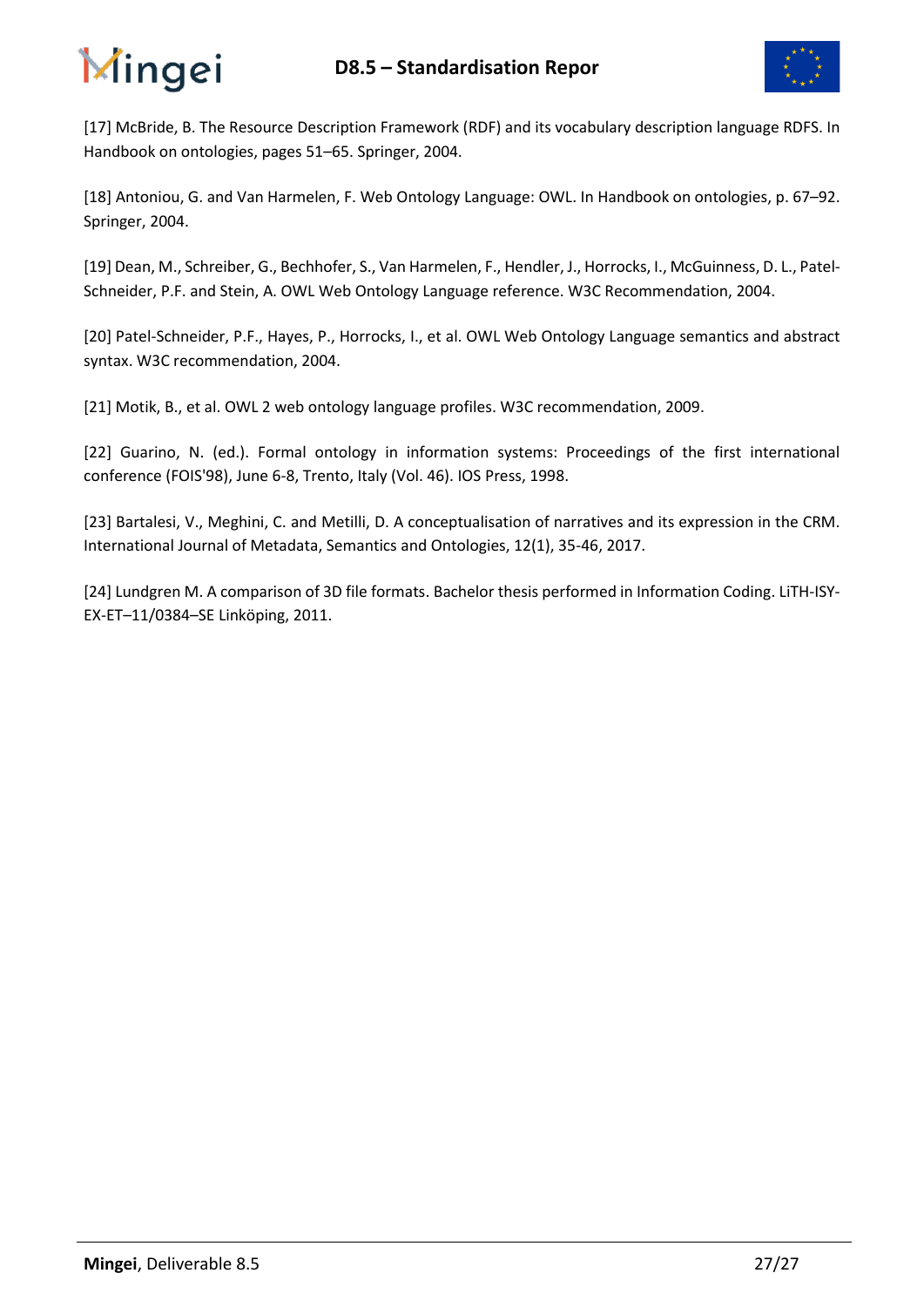[17] McBride, B. The Resource Description Framework (RDF) and its vocabulary description language RDFS. In Handbook on ontologies, pages 51–65. Springer, 2004.

[18] Antoniou, G. and Van Harmelen, F. Web Ontology Language: OWL. In Handbook on ontologies, p. 67–92. Springer, 2004.

[19] Dean, M., Schreiber, G., Bechhofer, S., Van Harmelen, F., Hendler, J., Horrocks, I., McGuinness, D. L., Patel-Schneider, P.F. and Stein, A. OWL Web Ontology Language reference. W3C Recommendation, 2004.

[20] Patel-Schneider, P.F., Hayes, P., Horrocks, I., et al. OWL Web Ontology Language semantics and abstract syntax. W3C recommendation, 2004.

[21] Motik, B., et al. OWL 2 web ontology language profiles. W3C recommendation, 2009.

[22] Guarino, N. (ed.). Formal ontology in information systems: Proceedings of the first international conference (FOIS'98), June 6-8, Trento, Italy (Vol. 46). IOS Press, 1998.

[23] Bartalesi, V., Meghini, C. and Metilli, D. A conceptualisation of narratives and its expression in the CRM. International Journal of Metadata, Semantics and Ontologies, 12(1), 35-46, 2017.

[24] Lundgren M. A comparison of 3D file formats. Bachelor thesis performed in Information Coding. LiTH-ISY-EX-ET–11/0384–SE Linköping, 2011.